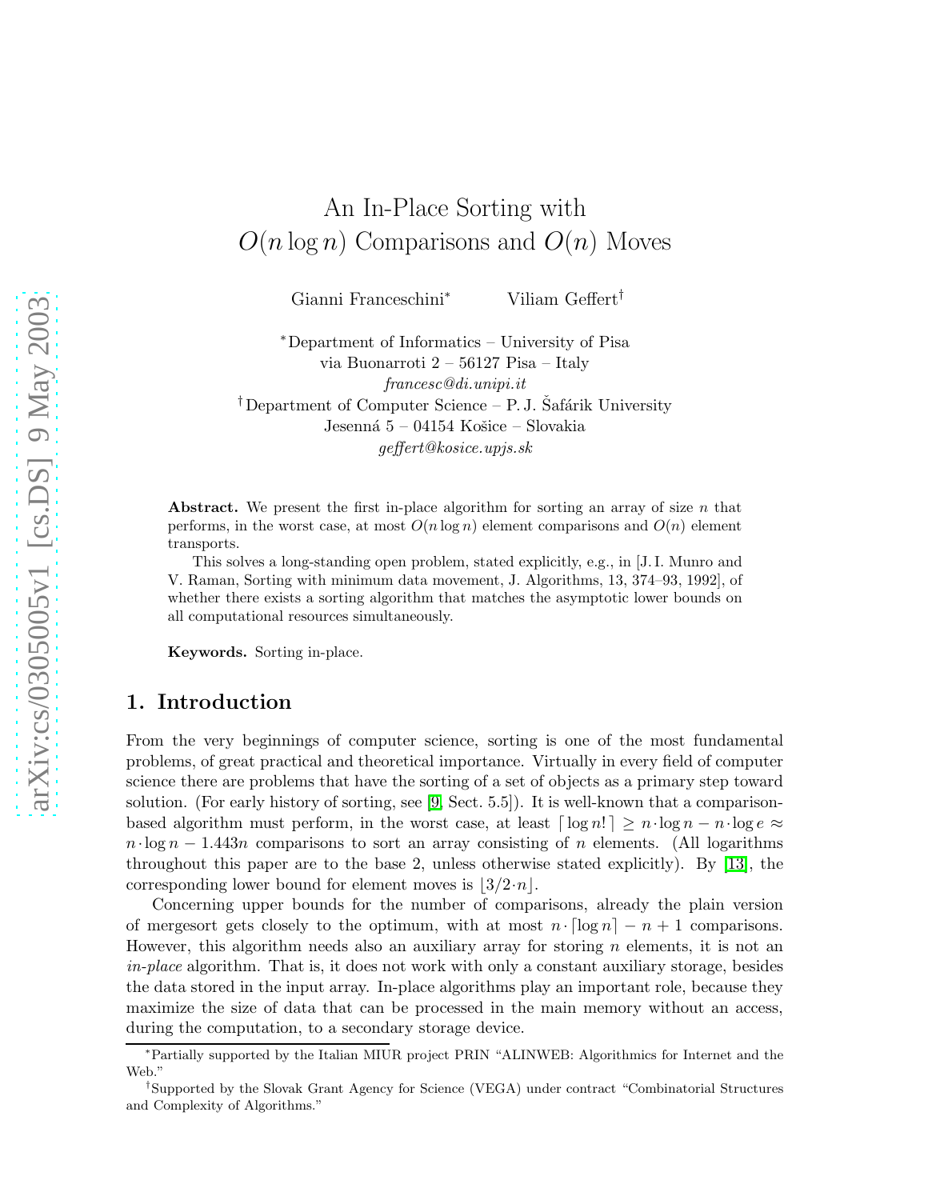# An In-Place Sorting with $O(n \log n)$ Comparisons and $O(n)$ Moves

Gianni Franceschini[*] Viliam Geffert[†]

[*]Department of Informatics – University of Pisa
via Buonarroti 2 – 56127 Pisa – Italy
*francesc@di.unipi.it*

[†]Department of Computer Science – P. J. Šafárik University
Jesenná 5 – 04154 Košice – Slovakia
*geffert@kosice.upjs.sk*

**Abstract.** We present the first in-place algorithm for sorting an array of size $n$ that performs, in the worst case, at most $O(n \log n)$ element comparisons and $O(n)$ element transports.

This solves a long-standing open problem, stated explicitly, e.g., in [J. I. Munro and V. Raman, Sorting with minimum data movement, J. Algorithms, 13, 374–93, 1992], of whether there exists a sorting algorithm that matches the asymptotic lower bounds on all computational resources simultaneously.

**Keywords.** Sorting in-place.

## 1. Introduction

From the very beginnings of computer science, sorting is one of the most fundamental problems, of great practical and theoretical importance. Virtually in every field of computer science there are problems that have the sorting of a set of objects as a primary step toward solution. (For early history of sorting, see [9, Sect. 5.5]). It is well-known that a comparison-based algorithm must perform, in the worst case, at least $\lceil \log n! \rceil \geq n \cdot \log n - n \cdot \log e \approx n \cdot \log n - 1.443n$ comparisons to sort an array consisting of $n$ elements. (All logarithms throughout this paper are to the base 2, unless otherwise stated explicitly). By [13], the corresponding lower bound for element moves is $\lfloor 3/2 \cdot n \rfloor$.

Concerning upper bounds for the number of comparisons, already the plain version of mergesort gets closely to the optimum, with at most $n \cdot \lceil \log n \rceil - n + 1$ comparisons. However, this algorithm needs also an auxiliary array for storing $n$ elements, it is not an *in-place* algorithm. That is, it does not work with only a constant auxiliary storage, besides the data stored in the input array. In-place algorithms play an important role, because they maximize the size of data that can be processed in the main memory without an access, during the computation, to a secondary storage device.

[*]Partially supported by the Italian MIUR project PRIN "ALINWEB: Algorithmics for Internet and the Web."

[†]Supported by the Slovak Grant Agency for Science (VEGA) under contract "Combinatorial Structures and Complexity of Algorithms."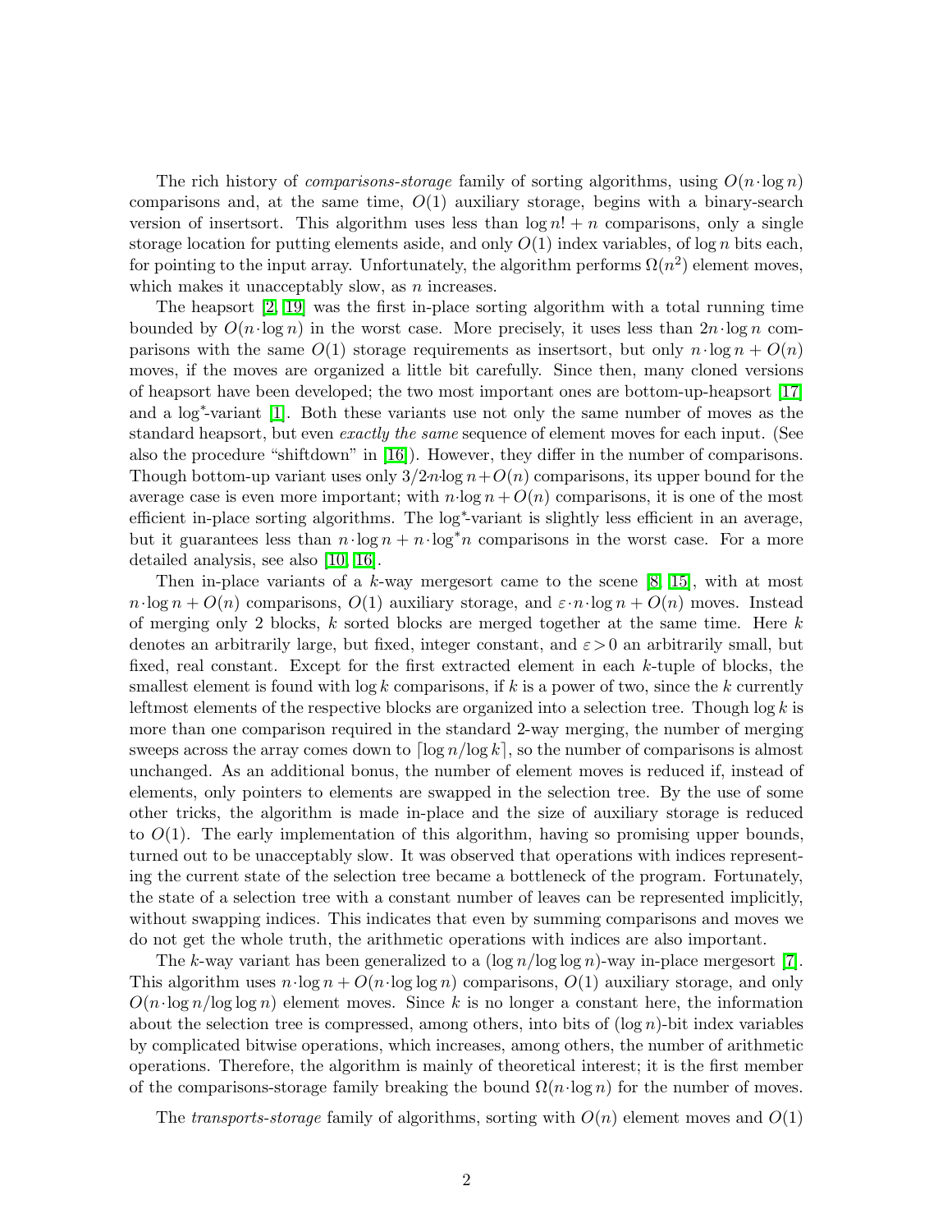The rich history of *comparisons-storage* family of sorting algorithms, using $O(n\cdot\log n)$ comparisons and, at the same time, $O(1)$ auxiliary storage, begins with a binary-search version of insertsort. This algorithm uses less than $\log n! + n$ comparisons, only a single storage location for putting elements aside, and only $O(1)$ index variables, of $\log n$ bits each, for pointing to the input array. Unfortunately, the algorithm performs $\Omega(n^2)$ element moves, which makes it unacceptably slow, as $n$ increases.

The heapsort [2, 19] was the first in-place sorting algorithm with a total running time bounded by $O(n\cdot\log n)$ in the worst case. More precisely, it uses less than $2n\cdot\log n$ comparisons with the same $O(1)$ storage requirements as insertsort, but only $n\cdot\log n + O(n)$ moves, if the moves are organized a little bit carefully. Since then, many cloned versions of heapsort have been developed; the two most important ones are bottom-up-heapsort [17] and a $\log^*$-variant [1]. Both these variants use not only the same number of moves as the standard heapsort, but even *exactly the same* sequence of element moves for each input. (See also the procedure "shiftdown" in [16]). However, they differ in the number of comparisons. Though bottom-up variant uses only $3/2 n\cdot\log n + O(n)$ comparisons, its upper bound for the average case is even more important; with $n\cdot\log n + O(n)$ comparisons, it is one of the most efficient in-place sorting algorithms. The $\log^*$-variant is slightly less efficient in an average, but it guarantees less than $n\cdot\log n + n\cdot\log^* n$ comparisons in the worst case. For a more detailed analysis, see also [10, 16].

Then in-place variants of a $k$-way mergesort came to the scene [8, 15], with at most $n\cdot\log n + O(n)$ comparisons, $O(1)$ auxiliary storage, and $\varepsilon\cdot n\cdot\log n + O(n)$ moves. Instead of merging only 2 blocks, $k$ sorted blocks are merged together at the same time. Here $k$ denotes an arbitrarily large, but fixed, integer constant, and $\varepsilon > 0$ an arbitrarily small, but fixed, real constant. Except for the first extracted element in each $k$-tuple of blocks, the smallest element is found with $\log k$ comparisons, if $k$ is a power of two, since the $k$ currently leftmost elements of the respective blocks are organized into a selection tree. Though $\log k$ is more than one comparison required in the standard 2-way merging, the number of merging sweeps across the array comes down to $\lceil\log n/\log k\rceil$, so the number of comparisons is almost unchanged. As an additional bonus, the number of element moves is reduced if, instead of elements, only pointers to elements are swapped in the selection tree. By the use of some other tricks, the algorithm is made in-place and the size of auxiliary storage is reduced to $O(1)$. The early implementation of this algorithm, having so promising upper bounds, turned out to be unacceptably slow. It was observed that operations with indices representing the current state of the selection tree became a bottleneck of the program. Fortunately, the state of a selection tree with a constant number of leaves can be represented implicitly, without swapping indices. This indicates that even by summing comparisons and moves we do not get the whole truth, the arithmetic operations with indices are also important.

The $k$-way variant has been generalized to a $(\log n/\log\log n)$-way in-place mergesort [7]. This algorithm uses $n\cdot\log n + O(n\cdot\log\log n)$ comparisons, $O(1)$ auxiliary storage, and only $O(n\cdot\log n/\log\log n)$ element moves. Since $k$ is no longer a constant here, the information about the selection tree is compressed, among others, into bits of $(\log n)$-bit index variables by complicated bitwise operations, which increases, among others, the number of arithmetic operations. Therefore, the algorithm is mainly of theoretical interest; it is the first member of the comparisons-storage family breaking the bound $\Omega(n\cdot\log n)$ for the number of moves.

The *transports-storage* family of algorithms, sorting with $O(n)$ element moves and $O(1)$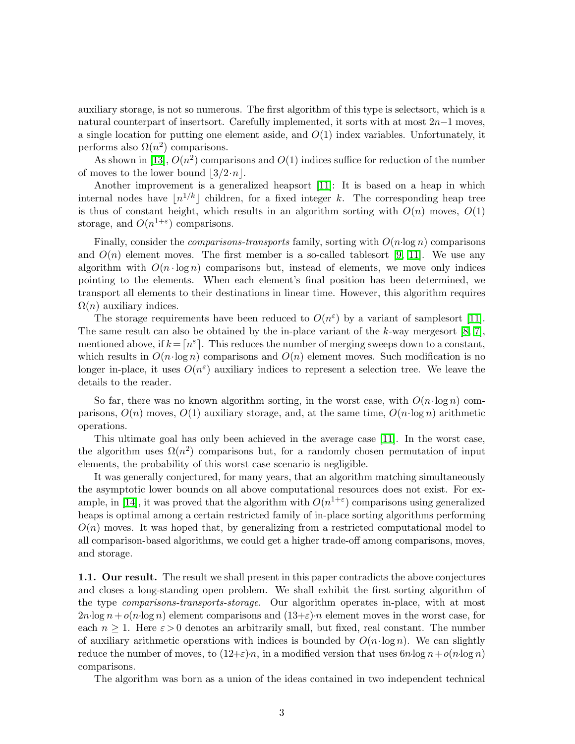auxiliary storage, is not so numerous. The first algorithm of this type is selectsort, which is a natural counterpart of insertsort. Carefully implemented, it sorts with at most $2n-1$ moves, a single location for putting one element aside, and $O(1)$ index variables. Unfortunately, it performs also $\Omega(n^2)$ comparisons.

As shown in [13], $O(n^2)$ comparisons and $O(1)$ indices suffice for reduction of the number of moves to the lower bound $\lfloor 3/2 \cdot n \rfloor$.

Another improvement is a generalized heapsort [11]: It is based on a heap in which internal nodes have $\lfloor n^{1/k} \rfloor$ children, for a fixed integer $k$. The corresponding heap tree is thus of constant height, which results in an algorithm sorting with $O(n)$ moves, $O(1)$ storage, and $O(n^{1+\varepsilon})$ comparisons.

Finally, consider the *comparisons-transports* family, sorting with $O(n \cdot \log n)$ comparisons and $O(n)$ element moves. The first member is a so-called tablesort [9, 11]. We use any algorithm with $O(n \cdot \log n)$ comparisons but, instead of elements, we move only indices pointing to the elements. When each element's final position has been determined, we transport all elements to their destinations in linear time. However, this algorithm requires $\Omega(n)$ auxiliary indices.

The storage requirements have been reduced to $O(n^{\varepsilon})$ by a variant of samplesort [11]. The same result can also be obtained by the in-place variant of the $k$-way mergesort [8, 7], mentioned above, if $k = \lceil n^{\varepsilon} \rceil$. This reduces the number of merging sweeps down to a constant, which results in $O(n \cdot \log n)$ comparisons and $O(n)$ element moves. Such modification is no longer in-place, it uses $O(n^{\varepsilon})$ auxiliary indices to represent a selection tree. We leave the details to the reader.

So far, there was no known algorithm sorting, in the worst case, with $O(n \cdot \log n)$ comparisons, $O(n)$ moves, $O(1)$ auxiliary storage, and, at the same time, $O(n \cdot \log n)$ arithmetic operations.

This ultimate goal has only been achieved in the average case [11]. In the worst case, the algorithm uses $\Omega(n^2)$ comparisons but, for a randomly chosen permutation of input elements, the probability of this worst case scenario is negligible.

It was generally conjectured, for many years, that an algorithm matching simultaneously the asymptotic lower bounds on all above computational resources does not exist. For example, in [14], it was proved that the algorithm with $O(n^{1+\varepsilon})$ comparisons using generalized heaps is optimal among a certain restricted family of in-place sorting algorithms performing $O(n)$ moves. It was hoped that, by generalizing from a restricted computational model to all comparison-based algorithms, we could get a higher trade-off among comparisons, moves, and storage.

**1.1. Our result.** The result we shall present in this paper contradicts the above conjectures and closes a long-standing open problem. We shall exhibit the first sorting algorithm of the type *comparisons-transports-storage*. Our algorithm operates in-place, with at most $2n \cdot \log n + o(n \cdot \log n)$ element comparisons and $(13+\varepsilon) \cdot n$ element moves in the worst case, for each $n \geq 1$. Here $\varepsilon > 0$ denotes an arbitrarily small, but fixed, real constant. The number of auxiliary arithmetic operations with indices is bounded by $O(n \cdot \log n)$. We can slightly reduce the number of moves, to $(12+\varepsilon) \cdot n$, in a modified version that uses $6n \cdot \log n + o(n \cdot \log n)$ comparisons.

The algorithm was born as a union of the ideas contained in two independent technical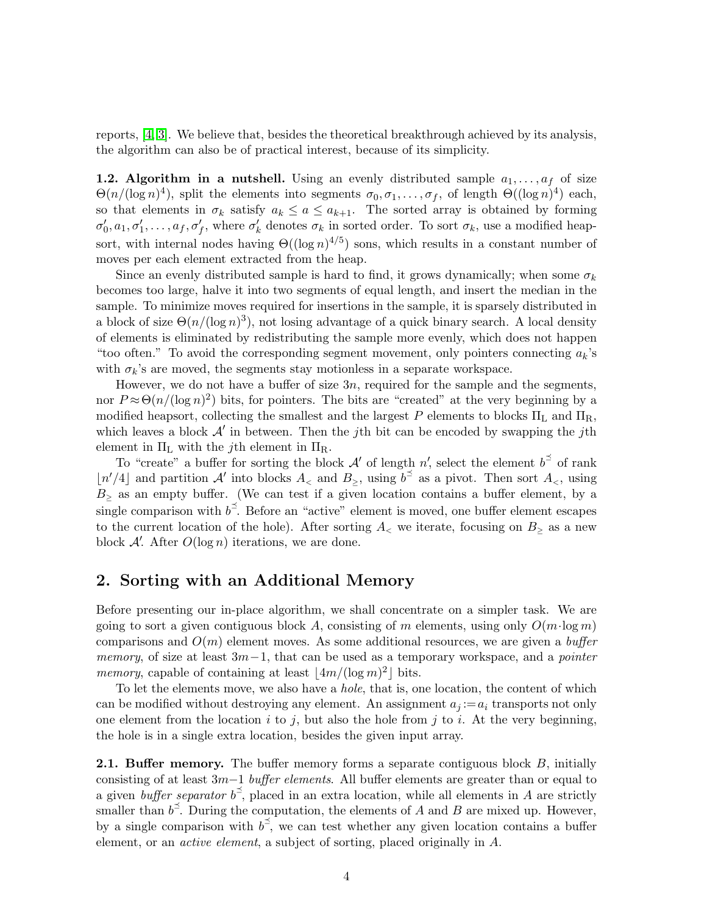reports, [4, 3]. We believe that, besides the theoretical breakthrough achieved by its analysis, the algorithm can also be of practical interest, because of its simplicity.

**1.2. Algorithm in a nutshell.** Using an evenly distributed sample $a_1, \ldots, a_f$ of size $\Theta(n/(\log n)^4)$, split the elements into segments $\sigma_0, \sigma_1, \ldots, \sigma_f$, of length $\Theta((\log n)^4)$ each, so that elements in $\sigma_k$ satisfy $a_k \leq a \leq a_{k+1}$. The sorted array is obtained by forming $\sigma'_0, a_1, \sigma'_1, \ldots, a_f, \sigma'_f$, where $\sigma'_k$ denotes $\sigma_k$ in sorted order. To sort $\sigma_k$, use a modified heapsort, with internal nodes having $\Theta((\log n)^{4/5})$ sons, which results in a constant number of moves per each element extracted from the heap.

Since an evenly distributed sample is hard to find, it grows dynamically; when some $\sigma_k$ becomes too large, halve it into two segments of equal length, and insert the median in the sample. To minimize moves required for insertions in the sample, it is sparsely distributed in a block of size $\Theta(n/(\log n)^3)$, not losing advantage of a quick binary search. A local density of elements is eliminated by redistributing the sample more evenly, which does not happen "too often." To avoid the corresponding segment movement, only pointers connecting $a_k$'s with $\sigma_k$'s are moved, the segments stay motionless in a separate workspace.

However, we do not have a buffer of size $3n$, required for the sample and the segments, nor $P \approx \Theta(n/(\log n)^2)$ bits, for pointers. The bits are "created" at the very beginning by a modified heapsort, collecting the smallest and the largest $P$ elements to blocks $\Pi_\mathrm{L}$ and $\Pi_\mathrm{R}$, which leaves a block $\mathcal{A}'$ in between. Then the $j$th bit can be encoded by swapping the $j$th element in $\Pi_\mathrm{L}$ with the $j$th element in $\Pi_\mathrm{R}$.

To "create" a buffer for sorting the block $\mathcal{A}'$ of length $n'$, select the element $b^{\preceq}$ of rank $\lfloor n'/4 \rfloor$ and partition $\mathcal{A}'$ into blocks $A_<$ and $B_\geq$, using $b^{\preceq}$ as a pivot. Then sort $A_<$, using $B_\geq$ as an empty buffer. (We can test if a given location contains a buffer element, by a single comparison with $b^{\preceq}$. Before an "active" element is moved, one buffer element escapes to the current location of the hole). After sorting $A_<$ we iterate, focusing on $B_\geq$ as a new block $\mathcal{A}'$. After $O(\log n)$ iterations, we are done.

## 2. Sorting with an Additional Memory

Before presenting our in-place algorithm, we shall concentrate on a simpler task. We are going to sort a given contiguous block $A$, consisting of $m$ elements, using only $O(m \cdot \log m)$ comparisons and $O(m)$ element moves. As some additional resources, we are given a *buffer memory*, of size at least $3m-1$, that can be used as a temporary workspace, and a *pointer memory*, capable of containing at least $\lfloor 4m/(\log m)^2 \rfloor$ bits.

To let the elements move, we also have a *hole*, that is, one location, the content of which can be modified without destroying any element. An assignment $a_j := a_i$ transports not only one element from the location $i$ to $j$, but also the hole from $j$ to $i$. At the very beginning, the hole is in a single extra location, besides the given input array.

**2.1. Buffer memory.** The buffer memory forms a separate contiguous block $B$, initially consisting of at least $3m-1$ *buffer elements*. All buffer elements are greater than or equal to a given *buffer separator* $b^{\preceq}$, placed in an extra location, while all elements in $A$ are strictly smaller than $b^{\preceq}$. During the computation, the elements of $A$ and $B$ are mixed up. However, by a single comparison with $b^{\preceq}$, we can test whether any given location contains a buffer element, or an *active element*, a subject of sorting, placed originally in $A$.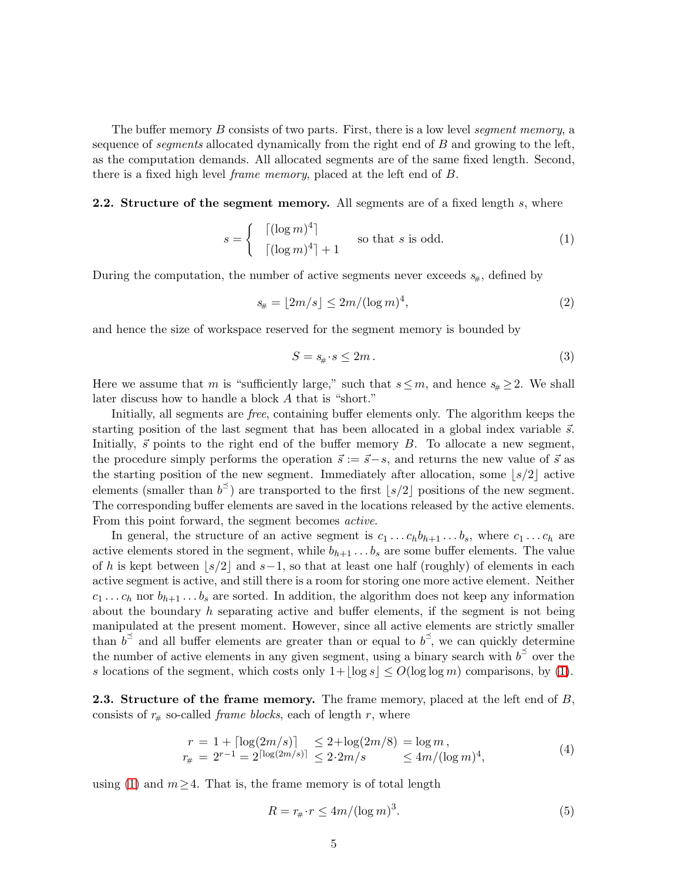The buffer memory $B$ consists of two parts. First, there is a low level *segment memory*, a sequence of *segments* allocated dynamically from the right end of $B$ and growing to the left, as the computation demands. All allocated segments are of the same fixed length. Second, there is a fixed high level *frame memory*, placed at the left end of $B$.

**2.2. Structure of the segment memory.** All segments are of a fixed length $s$, where

$$s = \begin{cases} \lceil (\log m)^4 \rceil \\ \lceil (\log m)^4 \rceil + 1 \end{cases} \quad \text{so that } s \text{ is odd.} \tag{1}$$

During the computation, the number of active segments never exceeds $s_{\#}$, defined by

$$s_{\#} = \lfloor 2m/s \rfloor \leq 2m/(\log m)^4, \tag{2}$$

and hence the size of workspace reserved for the segment memory is bounded by

$$S = s_{\#} \cdot s \leq 2m\,. \tag{3}$$

Here we assume that $m$ is "sufficiently large," such that $s \leq m$, and hence $s_{\#} \geq 2$. We shall later discuss how to handle a block $A$ that is "short."

Initially, all segments are *free*, containing buffer elements only. The algorithm keeps the starting position of the last segment that has been allocated in a global index variable $\vec{s}$. Initially, $\vec{s}$ points to the right end of the buffer memory $B$. To allocate a new segment, the procedure simply performs the operation $\vec{s} := \vec{s} - s$, and returns the new value of $\vec{s}$ as the starting position of the new segment. Immediately after allocation, some $\lfloor s/2 \rfloor$ active elements (smaller than $b^{\preceq}$) are transported to the first $\lfloor s/2 \rfloor$ positions of the new segment. The corresponding buffer elements are saved in the locations released by the active elements. From this point forward, the segment becomes *active*.

In general, the structure of an active segment is $c_1 \dots c_h b_{h+1} \dots b_s$, where $c_1 \dots c_h$ are active elements stored in the segment, while $b_{h+1} \dots b_s$ are some buffer elements. The value of $h$ is kept between $\lfloor s/2 \rfloor$ and $s-1$, so that at least one half (roughly) of elements in each active segment is active, and still there is a room for storing one more active element. Neither $c_1 \dots c_h$ nor $b_{h+1} \dots b_s$ are sorted. In addition, the algorithm does not keep any information about the boundary $h$ separating active and buffer elements, if the segment is not being manipulated at the present moment. However, since all active elements are strictly smaller than $b^{\preceq}$ and all buffer elements are greater than or equal to $b^{\preceq}$, we can quickly determine the number of active elements in any given segment, using a binary search with $b^{\preceq}$ over the $s$ locations of the segment, which costs only $1 + \lfloor \log s \rfloor \leq O(\log \log m)$ comparisons, by (1).

**2.3. Structure of the frame memory.** The frame memory, placed at the left end of $B$, consists of $r_{\#}$ so-called *frame blocks*, each of length $r$, where

$$\begin{aligned} r \ &= \ 1 + \lceil \log(2m/s) \rceil \quad \leq 2 + \log(2m/8) \ = \log m\,, \\ r_{\#} \ &= \ 2^{r-1} = 2^{\lceil \log(2m/s) \rceil} \ \leq 2 \cdot 2m/s \qquad \leq 4m/(\log m)^4, \end{aligned} \tag{4}$$

using (1) and $m \geq 4$. That is, the frame memory is of total length

$$R = r_{\#} \cdot r \leq 4m/(\log m)^3. \tag{5}$$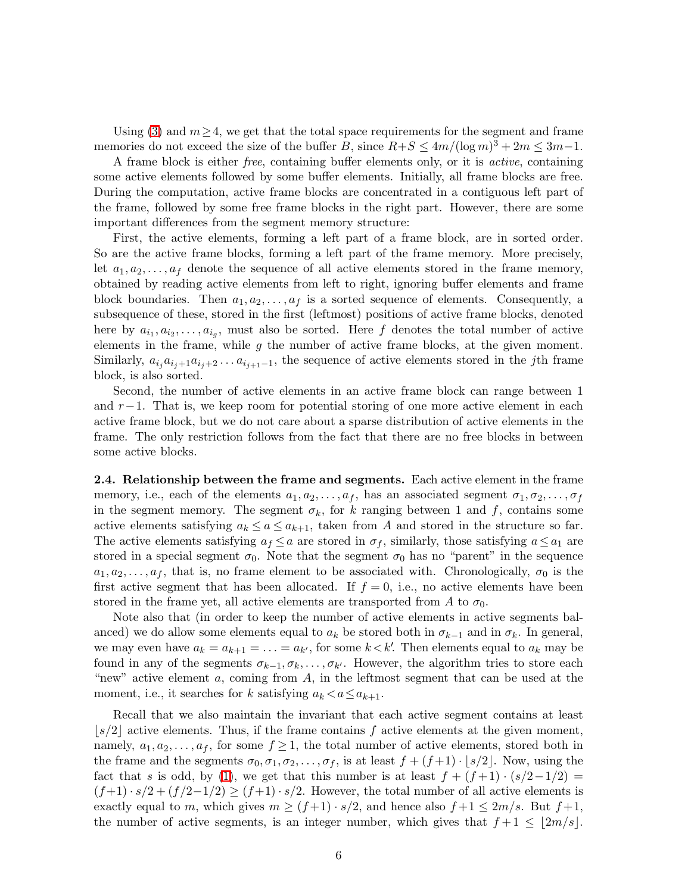Using (3) and $m \geq 4$, we get that the total space requirements for the segment and frame memories do not exceed the size of the buffer $B$, since $R+S \leq 4m/(\log m)^3 + 2m \leq 3m-1$.

A frame block is either *free*, containing buffer elements only, or it is *active*, containing some active elements followed by some buffer elements. Initially, all frame blocks are free. During the computation, active frame blocks are concentrated in a contiguous left part of the frame, followed by some free frame blocks in the right part. However, there are some important differences from the segment memory structure:

First, the active elements, forming a left part of a frame block, are in sorted order. So are the active frame blocks, forming a left part of the frame memory. More precisely, let $a_1, a_2, \ldots, a_f$ denote the sequence of all active elements stored in the frame memory, obtained by reading active elements from left to right, ignoring buffer elements and frame block boundaries. Then $a_1, a_2, \ldots, a_f$ is a sorted sequence of elements. Consequently, a subsequence of these, stored in the first (leftmost) positions of active frame blocks, denoted here by $a_{i_1}, a_{i_2}, \ldots, a_{i_g}$, must also be sorted. Here $f$ denotes the total number of active elements in the frame, while $g$ the number of active frame blocks, at the given moment. Similarly, $a_{i_j} a_{i_j+1} a_{i_j+2} \ldots a_{i_{j+1}-1}$, the sequence of active elements stored in the $j$th frame block, is also sorted.

Second, the number of active elements in an active frame block can range between 1 and $r-1$. That is, we keep room for potential storing of one more active element in each active frame block, but we do not care about a sparse distribution of active elements in the frame. The only restriction follows from the fact that there are no free blocks in between some active blocks.

**2.4. Relationship between the frame and segments.** Each active element in the frame memory, i.e., each of the elements $a_1, a_2, \ldots, a_f$, has an associated segment $\sigma_1, \sigma_2, \ldots, \sigma_f$ in the segment memory. The segment $\sigma_k$, for $k$ ranging between 1 and $f$, contains some active elements satisfying $a_k \leq a \leq a_{k+1}$, taken from $A$ and stored in the structure so far. The active elements satisfying $a_f \leq a$ are stored in $\sigma_f$, similarly, those satisfying $a \leq a_1$ are stored in a special segment $\sigma_0$. Note that the segment $\sigma_0$ has no "parent" in the sequence $a_1, a_2, \ldots, a_f$, that is, no frame element to be associated with. Chronologically, $\sigma_0$ is the first active segment that has been allocated. If $f = 0$, i.e., no active elements have been stored in the frame yet, all active elements are transported from $A$ to $\sigma_0$.

Note also that (in order to keep the number of active elements in active segments balanced) we do allow some elements equal to $a_k$ be stored both in $\sigma_{k-1}$ and in $\sigma_k$. In general, we may even have $a_k = a_{k+1} = \ldots = a_{k'}$, for some $k < k'$. Then elements equal to $a_k$ may be found in any of the segments $\sigma_{k-1}, \sigma_k, \ldots, \sigma_{k'}$. However, the algorithm tries to store each "new" active element $a$, coming from $A$, in the leftmost segment that can be used at the moment, i.e., it searches for $k$ satisfying $a_k < a \leq a_{k+1}$.

Recall that we also maintain the invariant that each active segment contains at least $\lfloor s/2 \rfloor$ active elements. Thus, if the frame contains $f$ active elements at the given moment, namely, $a_1, a_2, \ldots, a_f$, for some $f \geq 1$, the total number of active elements, stored both in the frame and the segments $\sigma_0, \sigma_1, \sigma_2, \ldots, \sigma_f$, is at least $f + (f+1) \cdot \lfloor s/2 \rfloor$. Now, using the fact that $s$ is odd, by (1), we get that this number is at least $f + (f+1) \cdot (s/2 - 1/2) = (f+1) \cdot s/2 + (f/2 - 1/2) \geq (f+1) \cdot s/2$. However, the total number of all active elements is exactly equal to $m$, which gives $m \geq (f+1) \cdot s/2$, and hence also $f+1 \leq 2m/s$. But $f+1$, the number of active segments, is an integer number, which gives that $f+1 \leq \lfloor 2m/s \rfloor$.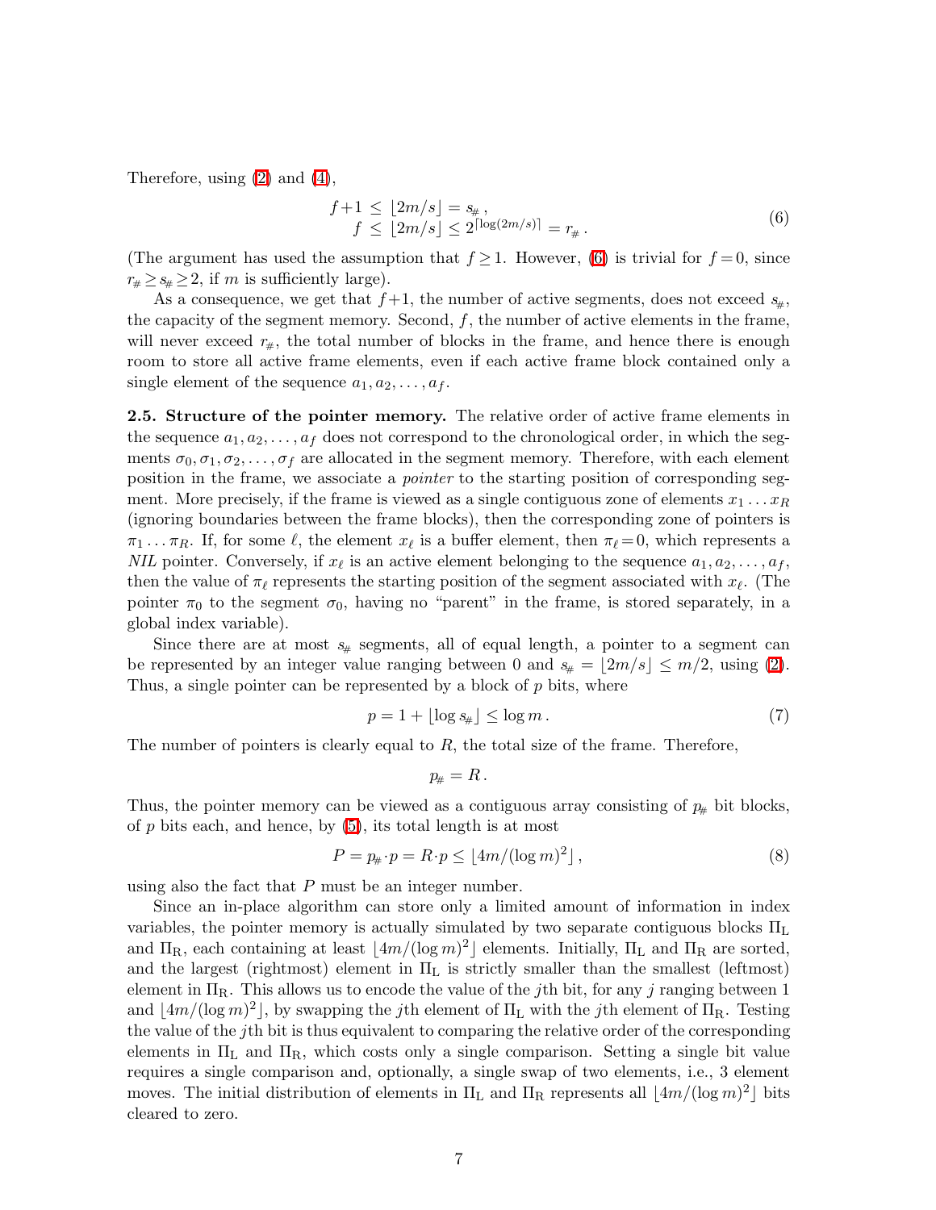Therefore, using (2) and (4),

$$
\begin{aligned}
f{+}1 \;&\le\; \lfloor 2m/s \rfloor = s_{\#}\,, \\
f \;&\le\; \lfloor 2m/s \rfloor \le 2^{\lceil \log(2m/s) \rceil} = r_{\#}\,.
\end{aligned}
\tag{6}
$$

(The argument has used the assumption that $f \geq 1$. However, (6) is trivial for $f = 0$, since $r_{\#} \geq s_{\#} \geq 2$, if $m$ is sufficiently large).

As a consequence, we get that $f{+}1$, the number of active segments, does not exceed $s_{\#}$, the capacity of the segment memory. Second, $f$, the number of active elements in the frame, will never exceed $r_{\#}$, the total number of blocks in the frame, and hence there is enough room to store all active frame elements, even if each active frame block contained only a single element of the sequence $a_1, a_2, \ldots, a_f$.

**2.5. Structure of the pointer memory.** The relative order of active frame elements in the sequence $a_1, a_2, \ldots, a_f$ does not correspond to the chronological order, in which the segments $\sigma_0, \sigma_1, \sigma_2, \ldots, \sigma_f$ are allocated in the segment memory. Therefore, with each element position in the frame, we associate a *pointer* to the starting position of corresponding segment. More precisely, if the frame is viewed as a single contiguous zone of elements $x_1 \ldots x_R$ (ignoring boundaries between the frame blocks), then the corresponding zone of pointers is $\pi_1 \ldots \pi_R$. If, for some $\ell$, the element $x_\ell$ is a buffer element, then $\pi_\ell = 0$, which represents a *NIL* pointer. Conversely, if $x_\ell$ is an active element belonging to the sequence $a_1, a_2, \ldots, a_f$, then the value of $\pi_\ell$ represents the starting position of the segment associated with $x_\ell$. (The pointer $\pi_0$ to the segment $\sigma_0$, having no "parent" in the frame, is stored separately, in a global index variable).

Since there are at most $s_{\#}$ segments, all of equal length, a pointer to a segment can be represented by an integer value ranging between 0 and $s_{\#} = \lfloor 2m/s \rfloor \leq m/2$, using (2). Thus, a single pointer can be represented by a block of $p$ bits, where

$$
p = 1 + \lfloor \log s_{\#} \rfloor \leq \log m\,. \tag{7}
$$

The number of pointers is clearly equal to $R$, the total size of the frame. Therefore,

$$
p_{\#} = R\,.
$$

Thus, the pointer memory can be viewed as a contiguous array consisting of $p_{\#}$ bit blocks, of $p$ bits each, and hence, by (5), its total length is at most

$$
P = p_{\#} \cdot p = R \cdot p \leq \lfloor 4m/(\log m)^2 \rfloor\,, \tag{8}
$$

using also the fact that $P$ must be an integer number.

Since an in-place algorithm can store only a limited amount of information in index variables, the pointer memory is actually simulated by two separate contiguous blocks $\Pi_{\mathrm{L}}$ and $\Pi_{\mathrm{R}}$, each containing at least $\lfloor 4m/(\log m)^2 \rfloor$ elements. Initially, $\Pi_{\mathrm{L}}$ and $\Pi_{\mathrm{R}}$ are sorted, and the largest (rightmost) element in $\Pi_{\mathrm{L}}$ is strictly smaller than the smallest (leftmost) element in $\Pi_{\mathrm{R}}$. This allows us to encode the value of the $j$th bit, for any $j$ ranging between 1 and $\lfloor 4m/(\log m)^2 \rfloor$, by swapping the $j$th element of $\Pi_{\mathrm{L}}$ with the $j$th element of $\Pi_{\mathrm{R}}$. Testing the value of the $j$th bit is thus equivalent to comparing the relative order of the corresponding elements in $\Pi_{\mathrm{L}}$ and $\Pi_{\mathrm{R}}$, which costs only a single comparison. Setting a single bit value requires a single comparison and, optionally, a single swap of two elements, i.e., 3 element moves. The initial distribution of elements in $\Pi_{\mathrm{L}}$ and $\Pi_{\mathrm{R}}$ represents all $\lfloor 4m/(\log m)^2 \rfloor$ bits cleared to zero.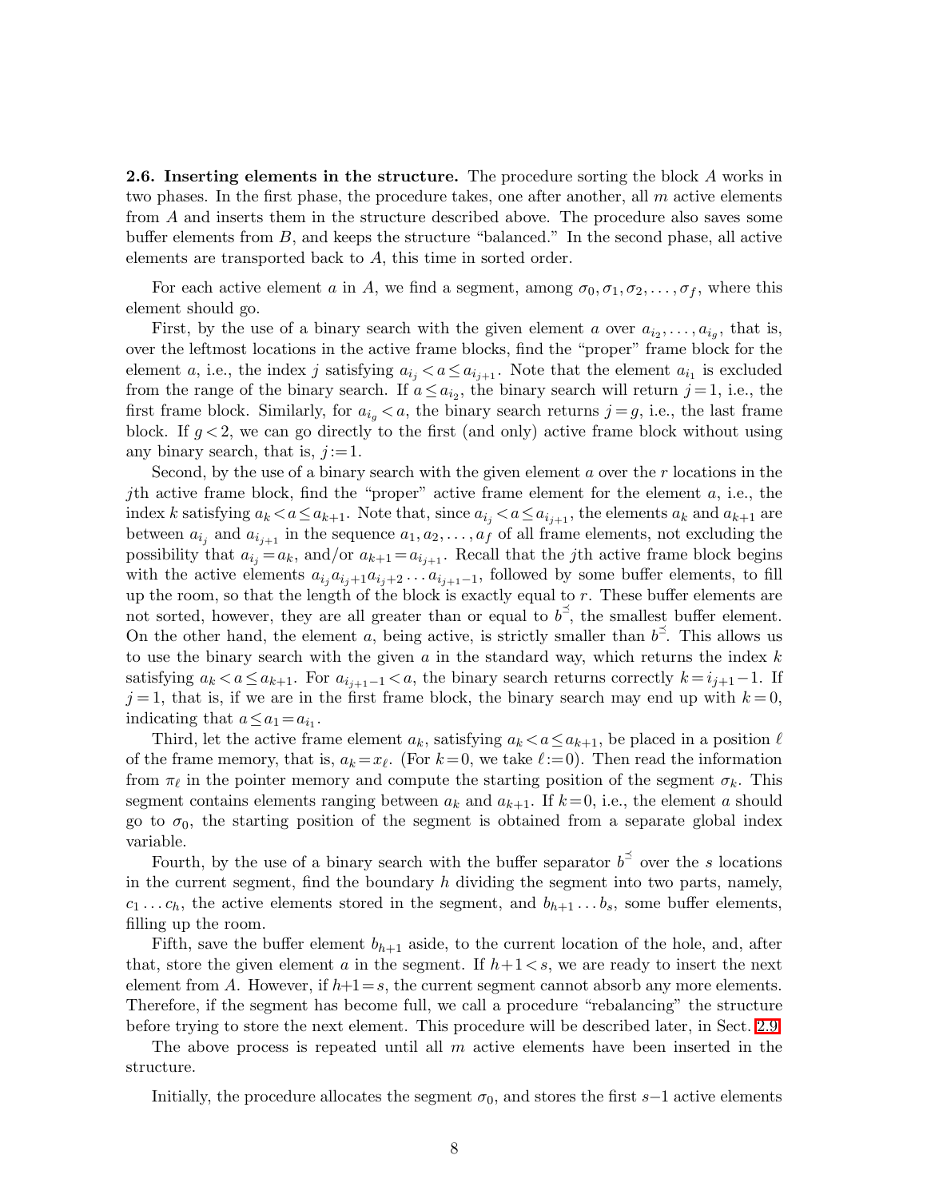**2.6. Inserting elements in the structure.** The procedure sorting the block $A$ works in two phases. In the first phase, the procedure takes, one after another, all $m$ active elements from $A$ and inserts them in the structure described above. The procedure also saves some buffer elements from $B$, and keeps the structure "balanced." In the second phase, all active elements are transported back to $A$, this time in sorted order.

For each active element $a$ in $A$, we find a segment, among $\sigma_0, \sigma_1, \sigma_2, \ldots, \sigma_f$, where this element should go.

First, by the use of a binary search with the given element $a$ over $a_{i_2}, \ldots, a_{i_g}$, that is, over the leftmost locations in the active frame blocks, find the "proper" frame block for the element $a$, i.e., the index $j$ satisfying $a_{i_j} < a \leq a_{i_{j+1}}$. Note that the element $a_{i_1}$ is excluded from the range of the binary search. If $a \leq a_{i_2}$, the binary search will return $j = 1$, i.e., the first frame block. Similarly, for $a_{i_g} < a$, the binary search returns $j = g$, i.e., the last frame block. If $g < 2$, we can go directly to the first (and only) active frame block without using any binary search, that is, $j := 1$.

Second, by the use of a binary search with the given element $a$ over the $r$ locations in the $j$th active frame block, find the "proper" active frame element for the element $a$, i.e., the index $k$ satisfying $a_k < a \leq a_{k+1}$. Note that, since $a_{i_j} < a \leq a_{i_{j+1}}$, the elements $a_k$ and $a_{k+1}$ are between $a_{i_j}$ and $a_{i_{j+1}}$ in the sequence $a_1, a_2, \ldots, a_f$ of all frame elements, not excluding the possibility that $a_{i_j} = a_k$, and/or $a_{k+1} = a_{i_{j+1}}$. Recall that the $j$th active frame block begins with the active elements $a_{i_j} a_{i_j+1} a_{i_j+2} \ldots a_{i_{j+1}-1}$, followed by some buffer elements, to fill up the room, so that the length of the block is exactly equal to $r$. These buffer elements are not sorted, however, they are all greater than or equal to $b^{\preceq}$, the smallest buffer element. On the other hand, the element $a$, being active, is strictly smaller than $b^{\preceq}$. This allows us to use the binary search with the given $a$ in the standard way, which returns the index $k$ satisfying $a_k < a \leq a_{k+1}$. For $a_{i_{j+1}-1} < a$, the binary search returns correctly $k = i_{j+1} - 1$. If $j = 1$, that is, if we are in the first frame block, the binary search may end up with $k = 0$, indicating that $a \leq a_1 = a_{i_1}$.

Third, let the active frame element $a_k$, satisfying $a_k < a \leq a_{k+1}$, be placed in a position $\ell$ of the frame memory, that is, $a_k = x_\ell$. (For $k = 0$, we take $\ell := 0$). Then read the information from $\pi_\ell$ in the pointer memory and compute the starting position of the segment $\sigma_k$. This segment contains elements ranging between $a_k$ and $a_{k+1}$. If $k = 0$, i.e., the element $a$ should go to $\sigma_0$, the starting position of the segment is obtained from a separate global index variable.

Fourth, by the use of a binary search with the buffer separator $b^{\preceq}$ over the $s$ locations in the current segment, find the boundary $h$ dividing the segment into two parts, namely, $c_1 \ldots c_h$, the active elements stored in the segment, and $b_{h+1} \ldots b_s$, some buffer elements, filling up the room.

Fifth, save the buffer element $b_{h+1}$ aside, to the current location of the hole, and, after that, store the given element $a$ in the segment. If $h+1 < s$, we are ready to insert the next element from $A$. However, if $h+1 = s$, the current segment cannot absorb any more elements. Therefore, if the segment has become full, we call a procedure "rebalancing" the structure before trying to store the next element. This procedure will be described later, in Sect. 2.9.

The above process is repeated until all $m$ active elements have been inserted in the structure.

Initially, the procedure allocates the segment $\sigma_0$, and stores the first $s-1$ active elements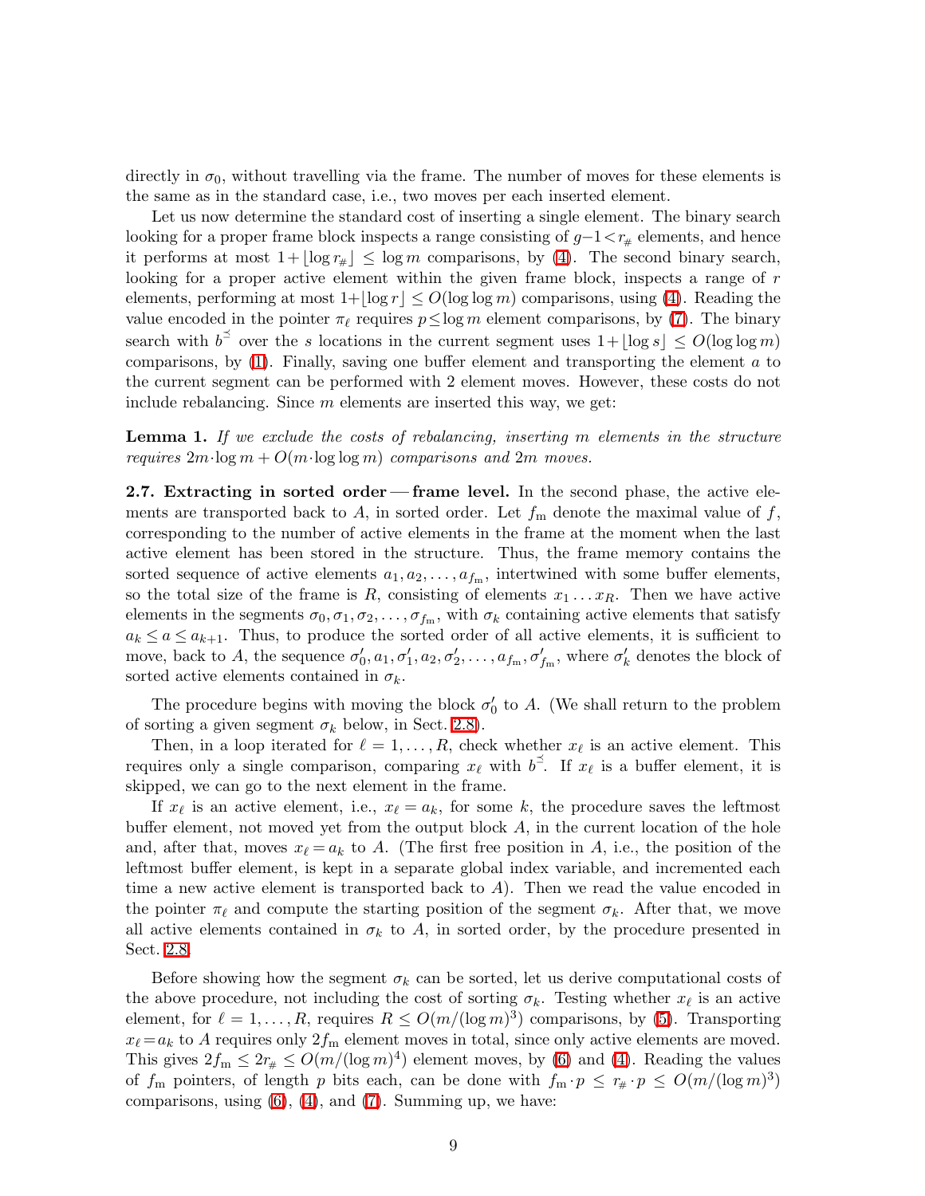directly in $\sigma_0$, without travelling via the frame. The number of moves for these elements is the same as in the standard case, i.e., two moves per each inserted element.

Let us now determine the standard cost of inserting a single element. The binary search looking for a proper frame block inspects a range consisting of $g-1 < r_{\#}$ elements, and hence it performs at most $1 + \lfloor \log r_{\#} \rfloor \leq \log m$ comparisons, by (4). The second binary search, looking for a proper active element within the given frame block, inspects a range of $r$ elements, performing at most $1 + \lfloor \log r \rfloor \leq O(\log\log m)$ comparisons, using (4). Reading the value encoded in the pointer $\pi_\ell$ requires $p \leq \log m$ element comparisons, by (7). The binary search with $b^{\preceq}$ over the $s$ locations in the current segment uses $1 + \lfloor \log s \rfloor \leq O(\log\log m)$ comparisons, by (1). Finally, saving one buffer element and transporting the element $a$ to the current segment can be performed with 2 element moves. However, these costs do not include rebalancing. Since $m$ elements are inserted this way, we get:

**Lemma 1.** *If we exclude the costs of rebalancing, inserting $m$ elements in the structure requires $2m \cdot \log m + O(m \cdot \log\log m)$ comparisons and $2m$ moves.*

**2.7. Extracting in sorted order — frame level.** In the second phase, the active elements are transported back to $A$, in sorted order. Let $f_{\mathrm{m}}$ denote the maximal value of $f$, corresponding to the number of active elements in the frame at the moment when the last active element has been stored in the structure. Thus, the frame memory contains the sorted sequence of active elements $a_1, a_2, \ldots, a_{f_{\mathrm{m}}}$, intertwined with some buffer elements, so the total size of the frame is $R$, consisting of elements $x_1 \ldots x_R$. Then we have active elements in the segments $\sigma_0, \sigma_1, \sigma_2, \ldots, \sigma_{f_{\mathrm{m}}}$, with $\sigma_k$ containing active elements that satisfy $a_k \leq a \leq a_{k+1}$. Thus, to produce the sorted order of all active elements, it is sufficient to move, back to $A$, the sequence $\sigma'_0, a_1, \sigma'_1, a_2, \sigma'_2, \ldots, a_{f_{\mathrm{m}}}, \sigma'_{f_{\mathrm{m}}}$, where $\sigma'_k$ denotes the block of sorted active elements contained in $\sigma_k$.

The procedure begins with moving the block $\sigma'_0$ to $A$. (We shall return to the problem of sorting a given segment $\sigma_k$ below, in Sect. 2.8).

Then, in a loop iterated for $\ell = 1, \ldots, R$, check whether $x_\ell$ is an active element. This requires only a single comparison, comparing $x_\ell$ with $b^{\preceq}$. If $x_\ell$ is a buffer element, it is skipped, we can go to the next element in the frame.

If $x_\ell$ is an active element, i.e., $x_\ell = a_k$, for some $k$, the procedure saves the leftmost buffer element, not moved yet from the output block $A$, in the current location of the hole and, after that, moves $x_\ell = a_k$ to $A$. (The first free position in $A$, i.e., the position of the leftmost buffer element, is kept in a separate global index variable, and incremented each time a new active element is transported back to $A$). Then we read the value encoded in the pointer $\pi_\ell$ and compute the starting position of the segment $\sigma_k$. After that, we move all active elements contained in $\sigma_k$ to $A$, in sorted order, by the procedure presented in Sect. 2.8.

Before showing how the segment $\sigma_k$ can be sorted, let us derive computational costs of the above procedure, not including the cost of sorting $\sigma_k$. Testing whether $x_\ell$ is an active element, for $\ell = 1, \ldots, R$, requires $R \leq O(m/(\log m)^3)$ comparisons, by (5). Transporting $x_\ell = a_k$ to $A$ requires only $2f_{\mathrm{m}}$ element moves in total, since only active elements are moved. This gives $2f_{\mathrm{m}} \leq 2r_{\#} \leq O(m/(\log m)^4)$ element moves, by (6) and (4). Reading the values of $f_{\mathrm{m}}$ pointers, of length $p$ bits each, can be done with $f_{\mathrm{m}} \cdot p \leq r_{\#} \cdot p \leq O(m/(\log m)^3)$ comparisons, using (6), (4), and (7). Summing up, we have: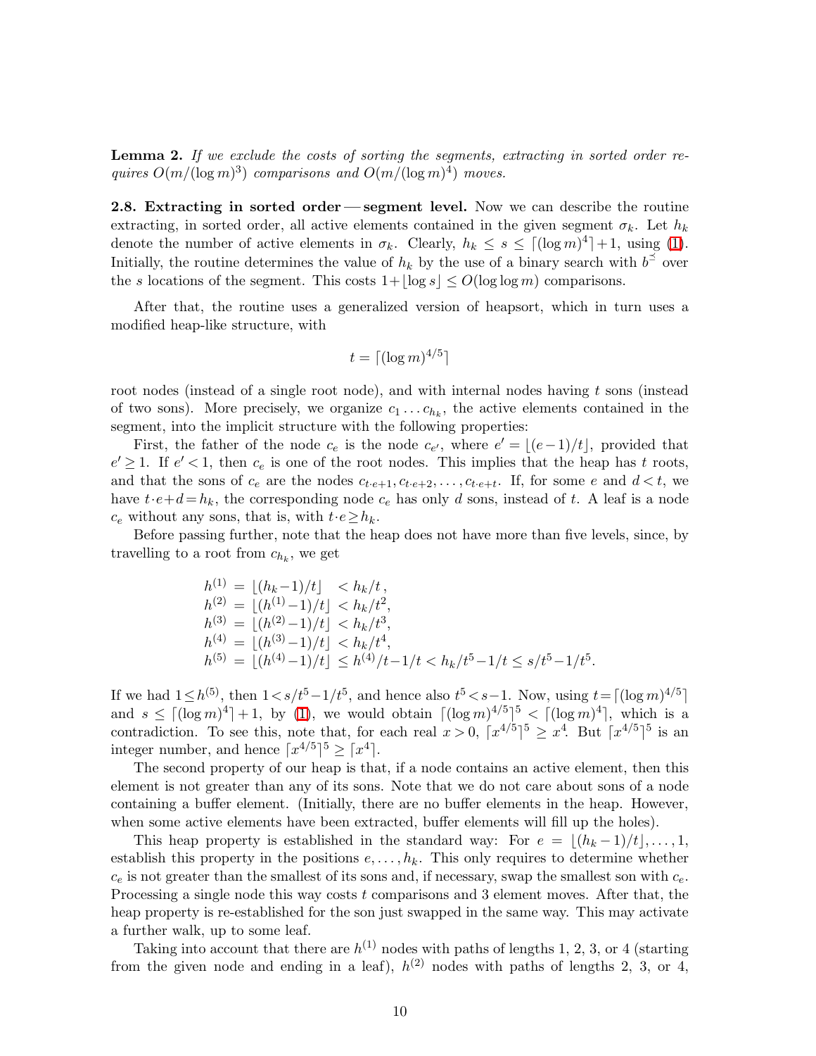**Lemma 2.** *If we exclude the costs of sorting the segments, extracting in sorted order requires $O(m/(\log m)^3)$ comparisons and $O(m/(\log m)^4)$ moves.*

**2.8. Extracting in sorted order — segment level.** Now we can describe the routine extracting, in sorted order, all active elements contained in the given segment $\sigma_k$. Let $h_k$ denote the number of active elements in $\sigma_k$. Clearly, $h_k \leq s \leq \lceil (\log m)^4 \rceil + 1$, using (1). Initially, the routine determines the value of $h_k$ by the use of a binary search with $b^{\preceq}$ over the $s$ locations of the segment. This costs $1+\lfloor \log s \rfloor \leq O(\log \log m)$ comparisons.

After that, the routine uses a generalized version of heapsort, which in turn uses a modified heap-like structure, with

$$t = \lceil (\log m)^{4/5} \rceil$$

root nodes (instead of a single root node), and with internal nodes having $t$ sons (instead of two sons). More precisely, we organize $c_1 \ldots c_{h_k}$, the active elements contained in the segment, into the implicit structure with the following properties:

First, the father of the node $c_e$ is the node $c_{e'}$, where $e' = \lfloor (e-1)/t \rfloor$, provided that $e' \geq 1$. If $e' < 1$, then $c_e$ is one of the root nodes. This implies that the heap has $t$ roots, and that the sons of $c_e$ are the nodes $c_{t \cdot e+1}, c_{t \cdot e+2}, \ldots, c_{t \cdot e+t}$. If, for some $e$ and $d < t$, we have $t \cdot e + d = h_k$, the corresponding node $c_e$ has only $d$ sons, instead of $t$. A leaf is a node $c_e$ without any sons, that is, with $t \cdot e \geq h_k$.

Before passing further, note that the heap does not have more than five levels, since, by travelling to a root from $c_{h_k}$, we get

$$\begin{aligned}
h^{(1)} &= \lfloor (h_k - 1)/t \rfloor &&< h_k/t\,, \\
h^{(2)} &= \lfloor (h^{(1)} - 1)/t \rfloor &&< h_k/t^2, \\
h^{(3)} &= \lfloor (h^{(2)} - 1)/t \rfloor &&< h_k/t^3, \\
h^{(4)} &= \lfloor (h^{(3)} - 1)/t \rfloor &&< h_k/t^4, \\
h^{(5)} &= \lfloor (h^{(4)} - 1)/t \rfloor &&\leq h^{(4)}/t - 1/t < h_k/t^5 - 1/t \leq s/t^5 - 1/t^5.
\end{aligned}$$

If we had $1 \leq h^{(5)}$, then $1 < s/t^5 - 1/t^5$, and hence also $t^5 < s-1$. Now, using $t = \lceil (\log m)^{4/5} \rceil$ and $s \leq \lceil (\log m)^4 \rceil + 1$, by (1), we would obtain $\lceil (\log m)^{4/5} \rceil^5 < \lceil (\log m)^4 \rceil$, which is a contradiction. To see this, note that, for each real $x > 0$, $\lceil x^{4/5} \rceil^5 \geq x^4$. But $\lceil x^{4/5} \rceil^5$ is an integer number, and hence $\lceil x^{4/5} \rceil^5 \geq \lceil x^4 \rceil$.

The second property of our heap is that, if a node contains an active element, then this element is not greater than any of its sons. Note that we do not care about sons of a node containing a buffer element. (Initially, there are no buffer elements in the heap. However, when some active elements have been extracted, buffer elements will fill up the holes).

This heap property is established in the standard way: For $e = \lfloor (h_k - 1)/t \rfloor, \ldots, 1$, establish this property in the positions $e, \ldots, h_k$. This only requires to determine whether $c_e$ is not greater than the smallest of its sons and, if necessary, swap the smallest son with $c_e$. Processing a single node this way costs $t$ comparisons and 3 element moves. After that, the heap property is re-established for the son just swapped in the same way. This may activate a further walk, up to some leaf.

Taking into account that there are $h^{(1)}$ nodes with paths of lengths 1, 2, 3, or 4 (starting from the given node and ending in a leaf), $h^{(2)}$ nodes with paths of lengths 2, 3, or 4,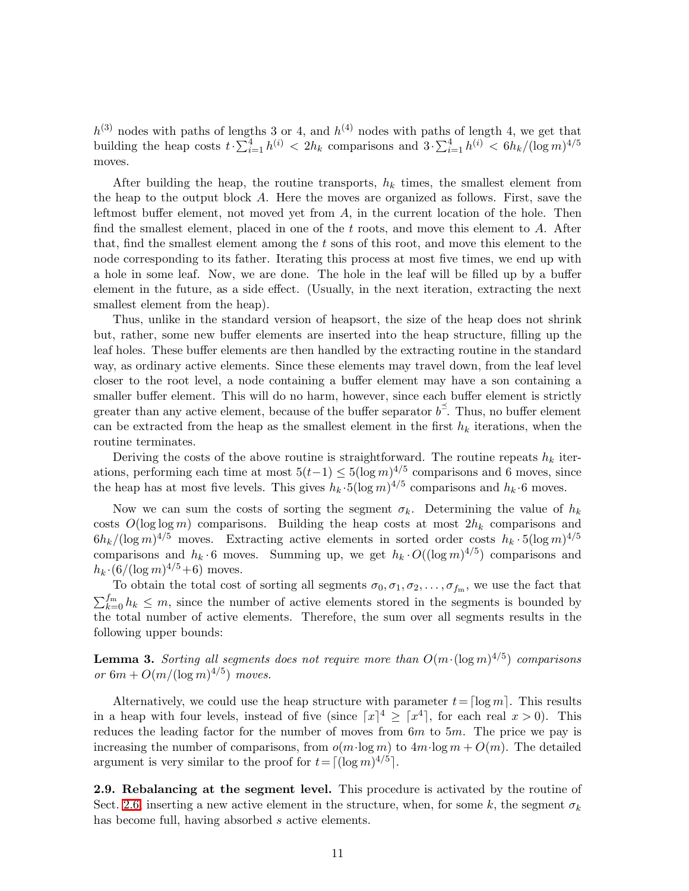$h^{(3)}$ nodes with paths of lengths 3 or 4, and $h^{(4)}$ nodes with paths of length 4, we get that building the heap costs $t\cdot\sum_{i=1}^{4} h^{(i)} < 2h_k$ comparisons and $3\cdot\sum_{i=1}^{4} h^{(i)} < 6h_k/(\log m)^{4/5}$ moves.

After building the heap, the routine transports, $h_k$ times, the smallest element from the heap to the output block $A$. Here the moves are organized as follows. First, save the leftmost buffer element, not moved yet from $A$, in the current location of the hole. Then find the smallest element, placed in one of the $t$ roots, and move this element to $A$. After that, find the smallest element among the $t$ sons of this root, and move this element to the node corresponding to its father. Iterating this process at most five times, we end up with a hole in some leaf. Now, we are done. The hole in the leaf will be filled up by a buffer element in the future, as a side effect. (Usually, in the next iteration, extracting the next smallest element from the heap).

Thus, unlike in the standard version of heapsort, the size of the heap does not shrink but, rather, some new buffer elements are inserted into the heap structure, filling up the leaf holes. These buffer elements are then handled by the extracting routine in the standard way, as ordinary active elements. Since these elements may travel down, from the leaf level closer to the root level, a node containing a buffer element may have a son containing a smaller buffer element. This will do no harm, however, since each buffer element is strictly greater than any active element, because of the buffer separator $b^{\preceq}$. Thus, no buffer element can be extracted from the heap as the smallest element in the first $h_k$ iterations, when the routine terminates.

Deriving the costs of the above routine is straightforward. The routine repeats $h_k$ iterations, performing each time at most $5(t-1) \leq 5(\log m)^{4/5}$ comparisons and 6 moves, since the heap has at most five levels. This gives $h_k\cdot 5(\log m)^{4/5}$ comparisons and $h_k\cdot 6$ moves.

Now we can sum the costs of sorting the segment $\sigma_k$. Determining the value of $h_k$ costs $O(\log\log m)$ comparisons. Building the heap costs at most $2h_k$ comparisons and $6h_k/(\log m)^{4/5}$ moves. Extracting active elements in sorted order costs $h_k \cdot 5(\log m)^{4/5}$ comparisons and $h_k \cdot 6$ moves. Summing up, we get $h_k\cdot O((\log m)^{4/5})$ comparisons and $h_k\cdot(6/(\log m)^{4/5}+6)$ moves.

To obtain the total cost of sorting all segments $\sigma_0, \sigma_1, \sigma_2, \ldots, \sigma_{f_{\mathrm{m}}}$, we use the fact that $\sum_{k=0}^{f_{\mathrm{m}}} h_k \leq m$, since the number of active elements stored in the segments is bounded by the total number of active elements. Therefore, the sum over all segments results in the following upper bounds:

**Lemma 3.** *Sorting all segments does not require more than $O(m\cdot(\log m)^{4/5})$ comparisons or $6m + O(m/(\log m)^{4/5})$ moves.*

Alternatively, we could use the heap structure with parameter $t = \lceil \log m \rceil$. This results in a heap with four levels, instead of five (since $\lceil x \rceil^4 \geq \lceil x^4 \rceil$, for each real $x > 0$). This reduces the leading factor for the number of moves from $6m$ to $5m$. The price we pay is increasing the number of comparisons, from $o(m\cdot\log m)$ to $4m\cdot\log m + O(m)$. The detailed argument is very similar to the proof for $t = \lceil (\log m)^{4/5} \rceil$.

**2.9. Rebalancing at the segment level.** This procedure is activated by the routine of Sect. 2.6, inserting a new active element in the structure, when, for some $k$, the segment $\sigma_k$ has become full, having absorbed $s$ active elements.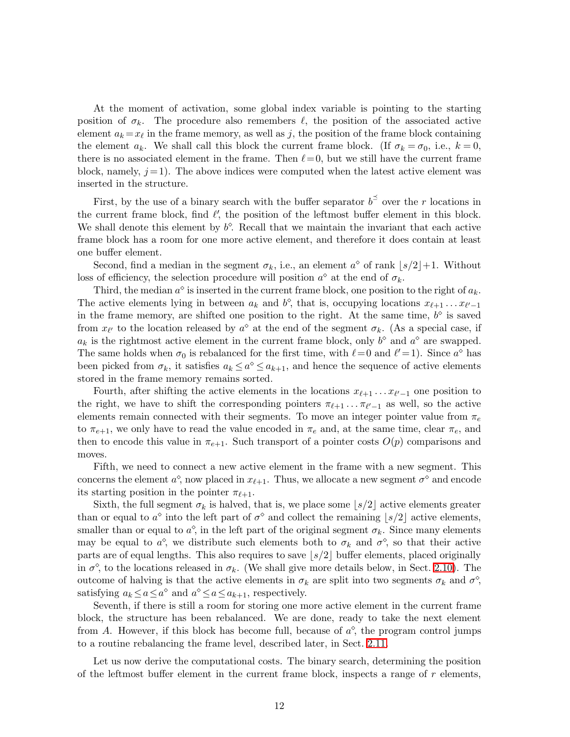At the moment of activation, some global index variable is pointing to the starting position of $\sigma_k$. The procedure also remembers $\ell$, the position of the associated active element $a_k = x_\ell$ in the frame memory, as well as $j$, the position of the frame block containing the element $a_k$. We shall call this block the current frame block. (If $\sigma_k = \sigma_0$, i.e., $k = 0$, there is no associated element in the frame. Then $\ell = 0$, but we still have the current frame block, namely, $j = 1$). The above indices were computed when the latest active element was inserted in the structure.

First, by the use of a binary search with the buffer separator $b^{\preceq}$ over the $r$ locations in the current frame block, find $\ell'$, the position of the leftmost buffer element in this block. We shall denote this element by $b^\diamond$. Recall that we maintain the invariant that each active frame block has a room for one more active element, and therefore it does contain at least one buffer element.

Second, find a median in the segment $\sigma_k$, i.e., an element $a^\diamond$ of rank $\lfloor s/2 \rfloor + 1$. Without loss of efficiency, the selection procedure will position $a^\diamond$ at the end of $\sigma_k$.

Third, the median $a^\diamond$ is inserted in the current frame block, one position to the right of $a_k$. The active elements lying in between $a_k$ and $b^\diamond$, that is, occupying locations $x_{\ell+1} \dots x_{\ell'-1}$ in the frame memory, are shifted one position to the right. At the same time, $b^\diamond$ is saved from $x_{\ell'}$ to the location released by $a^\diamond$ at the end of the segment $\sigma_k$. (As a special case, if $a_k$ is the rightmost active element in the current frame block, only $b^\diamond$ and $a^\diamond$ are swapped. The same holds when $\sigma_0$ is rebalanced for the first time, with $\ell = 0$ and $\ell' = 1$). Since $a^\diamond$ has been picked from $\sigma_k$, it satisfies $a_k \leq a^\diamond \leq a_{k+1}$, and hence the sequence of active elements stored in the frame memory remains sorted.

Fourth, after shifting the active elements in the locations $x_{\ell+1} \dots x_{\ell'-1}$ one position to the right, we have to shift the corresponding pointers $\pi_{\ell+1} \dots \pi_{\ell'-1}$ as well, so the active elements remain connected with their segments. To move an integer pointer value from $\pi_e$ to $\pi_{e+1}$, we only have to read the value encoded in $\pi_e$ and, at the same time, clear $\pi_e$, and then to encode this value in $\pi_{e+1}$. Such transport of a pointer costs $O(p)$ comparisons and moves.

Fifth, we need to connect a new active element in the frame with a new segment. This concerns the element $a^\diamond$, now placed in $x_{\ell+1}$. Thus, we allocate a new segment $\sigma^\diamond$ and encode its starting position in the pointer $\pi_{\ell+1}$.

Sixth, the full segment $\sigma_k$ is halved, that is, we place some $\lfloor s/2 \rfloor$ active elements greater than or equal to $a^\diamond$ into the left part of $\sigma^\diamond$ and collect the remaining $\lfloor s/2 \rfloor$ active elements, smaller than or equal to $a^\diamond$, in the left part of the original segment $\sigma_k$. Since many elements may be equal to $a^\diamond$, we distribute such elements both to $\sigma_k$ and $\sigma^\diamond$, so that their active parts are of equal lengths. This also requires to save $\lfloor s/2 \rfloor$ buffer elements, placed originally in $\sigma^\diamond$, to the locations released in $\sigma_k$. (We shall give more details below, in Sect. 2.10). The outcome of halving is that the active elements in $\sigma_k$ are split into two segments $\sigma_k$ and $\sigma^\diamond$, satisfying $a_k \leq a \leq a^\diamond$ and $a^\diamond \leq a \leq a_{k+1}$, respectively.

Seventh, if there is still a room for storing one more active element in the current frame block, the structure has been rebalanced. We are done, ready to take the next element from $A$. However, if this block has become full, because of $a^\diamond$, the program control jumps to a routine rebalancing the frame level, described later, in Sect. 2.11.

Let us now derive the computational costs. The binary search, determining the position of the leftmost buffer element in the current frame block, inspects a range of $r$ elements,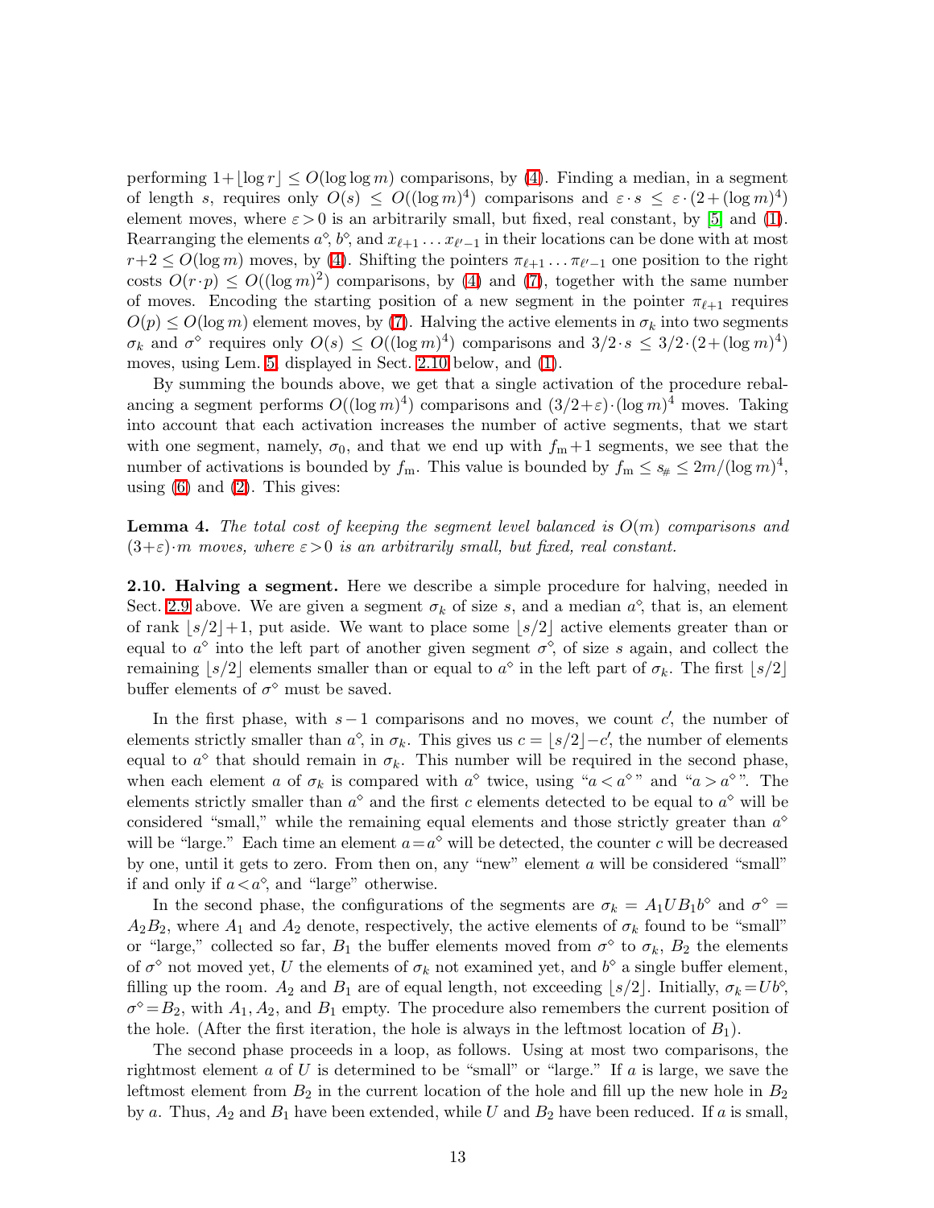performing $1+\lfloor \log r \rfloor \leq O(\log \log m)$ comparisons, by (4). Finding a median, in a segment of length $s$, requires only $O(s) \leq O((\log m)^4)$ comparisons and $\varepsilon \cdot s \leq \varepsilon \cdot (2+(\log m)^4)$ element moves, where $\varepsilon > 0$ is an arbitrarily small, but fixed, real constant, by [5] and (1). Rearranging the elements $a^\diamond$, $b^\diamond$, and $x_{\ell+1} \dots x_{\ell'-1}$ in their locations can be done with at most $r+2 \leq O(\log m)$ moves, by (4). Shifting the pointers $\pi_{\ell+1} \dots \pi_{\ell'-1}$ one position to the right costs $O(r \cdot p) \leq O((\log m)^2)$ comparisons, by (4) and (7), together with the same number of moves. Encoding the starting position of a new segment in the pointer $\pi_{\ell+1}$ requires $O(p) \leq O(\log m)$ element moves, by (7). Halving the active elements in $\sigma_k$ into two segments $\sigma_k$ and $\sigma^\diamond$ requires only $O(s) \leq O((\log m)^4)$ comparisons and $3/2 \cdot s \leq 3/2 \cdot (2+(\log m)^4)$ moves, using Lem. 5, displayed in Sect. 2.10 below, and (1).

By summing the bounds above, we get that a single activation of the procedure rebalancing a segment performs $O((\log m)^4)$ comparisons and $(3/2+\varepsilon) \cdot (\log m)^4$ moves. Taking into account that each activation increases the number of active segments, that we start with one segment, namely, $\sigma_0$, and that we end up with $f_{\mathrm{m}}+1$ segments, we see that the number of activations is bounded by $f_{\mathrm{m}}$. This value is bounded by $f_{\mathrm{m}} \leq s_\# \leq 2m/(\log m)^4$, using (6) and (2). This gives:

**Lemma 4.** *The total cost of keeping the segment level balanced is $O(m)$ comparisons and $(3+\varepsilon) \cdot m$ moves, where $\varepsilon > 0$ is an arbitrarily small, but fixed, real constant.*

**2.10. Halving a segment.** Here we describe a simple procedure for halving, needed in Sect. 2.9 above. We are given a segment $\sigma_k$ of size $s$, and a median $a^\diamond$, that is, an element of rank $\lfloor s/2 \rfloor + 1$, put aside. We want to place some $\lfloor s/2 \rfloor$ active elements greater than or equal to $a^\diamond$ into the left part of another given segment $\sigma^\diamond$, of size $s$ again, and collect the remaining $\lfloor s/2 \rfloor$ elements smaller than or equal to $a^\diamond$ in the left part of $\sigma_k$. The first $\lfloor s/2 \rfloor$ buffer elements of $\sigma^\diamond$ must be saved.

In the first phase, with $s-1$ comparisons and no moves, we count $c'$, the number of elements strictly smaller than $a^\diamond$, in $\sigma_k$. This gives us $c = \lfloor s/2 \rfloor - c'$, the number of elements equal to $a^\diamond$ that should remain in $\sigma_k$. This number will be required in the second phase, when each element $a$ of $\sigma_k$ is compared with $a^\diamond$ twice, using "$a < a^\diamond$" and "$a > a^\diamond$". The elements strictly smaller than $a^\diamond$ and the first $c$ elements detected to be equal to $a^\diamond$ will be considered "small," while the remaining equal elements and those strictly greater than $a^\diamond$ will be "large." Each time an element $a = a^\diamond$ will be detected, the counter $c$ will be decreased by one, until it gets to zero. From then on, any "new" element $a$ will be considered "small" if and only if $a < a^\diamond$, and "large" otherwise.

In the second phase, the configurations of the segments are $\sigma_k = A_1 U B_1 b^\diamond$ and $\sigma^\diamond = A_2 B_2$, where $A_1$ and $A_2$ denote, respectively, the active elements of $\sigma_k$ found to be "small" or "large," collected so far, $B_1$ the buffer elements moved from $\sigma^\diamond$ to $\sigma_k$, $B_2$ the elements of $\sigma^\diamond$ not moved yet, $U$ the elements of $\sigma_k$ not examined yet, and $b^\diamond$ a single buffer element, filling up the room. $A_2$ and $B_1$ are of equal length, not exceeding $\lfloor s/2 \rfloor$. Initially, $\sigma_k = U b^\diamond$, $\sigma^\diamond = B_2$, with $A_1$, $A_2$, and $B_1$ empty. The procedure also remembers the current position of the hole. (After the first iteration, the hole is always in the leftmost location of $B_1$).

The second phase proceeds in a loop, as follows. Using at most two comparisons, the rightmost element $a$ of $U$ is determined to be "small" or "large." If $a$ is large, we save the leftmost element from $B_2$ in the current location of the hole and fill up the new hole in $B_2$ by $a$. Thus, $A_2$ and $B_1$ have been extended, while $U$ and $B_2$ have been reduced. If $a$ is small,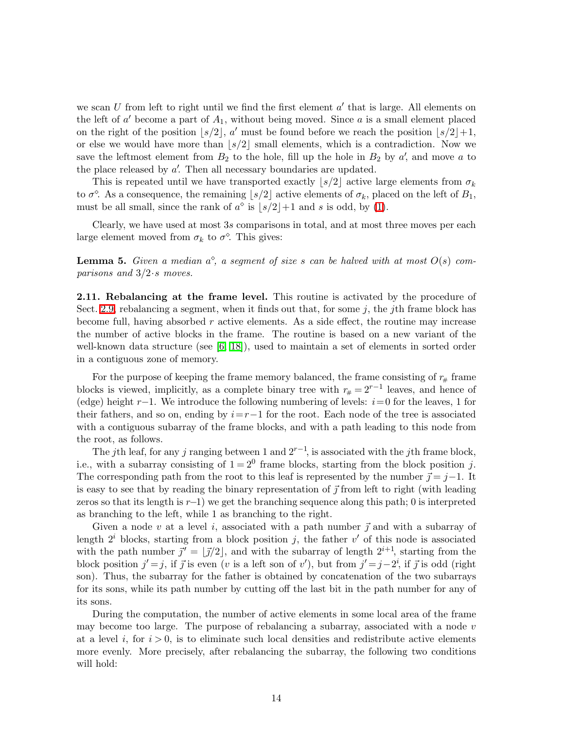we scan $U$ from left to right until we find the first element $a'$ that is large. All elements on the left of $a'$ become a part of $A_1$, without being moved. Since $a$ is a small element placed on the right of the position $\lfloor s/2 \rfloor$, $a'$ must be found before we reach the position $\lfloor s/2 \rfloor+1$, or else we would have more than $\lfloor s/2 \rfloor$ small elements, which is a contradiction. Now we save the leftmost element from $B_2$ to the hole, fill up the hole in $B_2$ by $a'$, and move $a$ to the place released by $a'$. Then all necessary boundaries are updated.

This is repeated until we have transported exactly $\lfloor s/2 \rfloor$ active large elements from $\sigma_k$ to $\sigma^\diamond$. As a consequence, the remaining $\lfloor s/2 \rfloor$ active elements of $\sigma_k$, placed on the left of $B_1$, must be all small, since the rank of $a^\diamond$ is $\lfloor s/2 \rfloor+1$ and $s$ is odd, by (1).

Clearly, we have used at most $3s$ comparisons in total, and at most three moves per each large element moved from $\sigma_k$ to $\sigma^\diamond$. This gives:

**Lemma 5.** *Given a median $a^\diamond$, a segment of size $s$ can be halved with at most $O(s)$ comparisons and $3/2 \cdot s$ moves.*

**2.11. Rebalancing at the frame level.** This routine is activated by the procedure of Sect. 2.9, rebalancing a segment, when it finds out that, for some $j$, the $j$th frame block has become full, having absorbed $r$ active elements. As a side effect, the routine may increase the number of active blocks in the frame. The routine is based on a new variant of the well-known data structure (see [6, 18]), used to maintain a set of elements in sorted order in a contiguous zone of memory.

For the purpose of keeping the frame memory balanced, the frame consisting of $r_\#$ frame blocks is viewed, implicitly, as a complete binary tree with $r_\# = 2^{r-1}$ leaves, and hence of (edge) height $r-1$. We introduce the following numbering of levels: $i=0$ for the leaves, 1 for their fathers, and so on, ending by $i=r-1$ for the root. Each node of the tree is associated with a contiguous subarray of the frame blocks, and with a path leading to this node from the root, as follows.

The $j$th leaf, for any $j$ ranging between 1 and $2^{r-1}$, is associated with the $j$th frame block, i.e., with a subarray consisting of $1 = 2^0$ frame blocks, starting from the block position $j$. The corresponding path from the root to this leaf is represented by the number $\vec{\jmath} = j-1$. It is easy to see that by reading the binary representation of $\vec{\jmath}$ from left to right (with leading zeros so that its length is $r$–1) we get the branching sequence along this path; 0 is interpreted as branching to the left, while 1 as branching to the right.

Given a node $v$ at a level $i$, associated with a path number $\vec{\jmath}$ and with a subarray of length $2^i$ blocks, starting from a block position $j$, the father $v'$ of this node is associated with the path number $\vec{\jmath}' = \lfloor \vec{\jmath}/2 \rfloor$, and with the subarray of length $2^{i+1}$, starting from the block position $j'=j$, if $\vec{\jmath}$ is even ($v$ is a left son of $v'$), but from $j'=j-2^i$, if $\vec{\jmath}$ is odd (right son). Thus, the subarray for the father is obtained by concatenation of the two subarrays for its sons, while its path number by cutting off the last bit in the path number for any of its sons.

During the computation, the number of active elements in some local area of the frame may become too large. The purpose of rebalancing a subarray, associated with a node $v$ at a level $i$, for $i>0$, is to eliminate such local densities and redistribute active elements more evenly. More precisely, after rebalancing the subarray, the following two conditions will hold: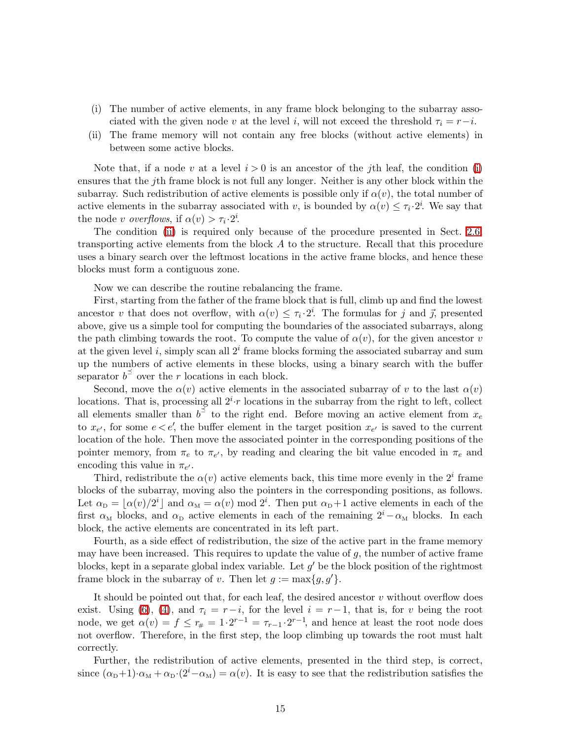(i) The number of active elements, in any frame block belonging to the subarray associated with the given node $v$ at the level $i$, will not exceed the threshold $\tau_i = r-i$.

(ii) The frame memory will not contain any free blocks (without active elements) in between some active blocks.

Note that, if a node $v$ at a level $i>0$ is an ancestor of the $j$th leaf, the condition (i) ensures that the $j$th frame block is not full any longer. Neither is any other block within the subarray. Such redistribution of active elements is possible only if $\alpha(v)$, the total number of active elements in the subarray associated with $v$, is bounded by $\alpha(v) \leq \tau_i{\cdot}2^i$. We say that the node $v$ *overflows*, if $\alpha(v) > \tau_i{\cdot}2^i$.

The condition (ii) is required only because of the procedure presented in Sect. 2.6, transporting active elements from the block $A$ to the structure. Recall that this procedure uses a binary search over the leftmost locations in the active frame blocks, and hence these blocks must form a contiguous zone.

Now we can describe the routine rebalancing the frame.

First, starting from the father of the frame block that is full, climb up and find the lowest ancestor $v$ that does not overflow, with $\alpha(v) \leq \tau_i{\cdot}2^i$. The formulas for $j$ and $\vec{\jmath}$, presented above, give us a simple tool for computing the boundaries of the associated subarrays, along the path climbing towards the root. To compute the value of $\alpha(v)$, for the given ancestor $v$ at the given level $i$, simply scan all $2^i$ frame blocks forming the associated subarray and sum up the numbers of active elements in these blocks, using a binary search with the buffer separator $b^{\preceq}$ over the $r$ locations in each block.

Second, move the $\alpha(v)$ active elements in the associated subarray of $v$ to the last $\alpha(v)$ locations. That is, processing all $2^i{\cdot}r$ locations in the subarray from the right to left, collect all elements smaller than $b^{\preceq}$ to the right end. Before moving an active element from $x_e$ to $x_{e'}$, for some $e < e'$, the buffer element in the target position $x_{e'}$ is saved to the current location of the hole. Then move the associated pointer in the corresponding positions of the pointer memory, from $\pi_e$ to $\pi_{e'}$, by reading and clearing the bit value encoded in $\pi_e$ and encoding this value in $\pi_{e'}$.

Third, redistribute the $\alpha(v)$ active elements back, this time more evenly in the $2^i$ frame blocks of the subarray, moving also the pointers in the corresponding positions, as follows. Let $\alpha_{\rm D} = \lfloor \alpha(v)/2^i \rfloor$ and $\alpha_{\rm M} = \alpha(v) \bmod 2^i$. Then put $\alpha_{\rm D}{+}1$ active elements in each of the first $\alpha_{\rm M}$ blocks, and $\alpha_{\rm D}$ active elements in each of the remaining $2^i - \alpha_{\rm M}$ blocks. In each block, the active elements are concentrated in its left part.

Fourth, as a side effect of redistribution, the size of the active part in the frame memory may have been increased. This requires to update the value of $g$, the number of active frame blocks, kept in a separate global index variable. Let $g'$ be the block position of the rightmost frame block in the subarray of $v$. Then let $g := \max\{g, g'\}$.

It should be pointed out that, for each leaf, the desired ancestor $v$ without overflow does exist. Using (6), (4), and $\tau_i = r-i$, for the level $i = r-1$, that is, for $v$ being the root node, we get $\alpha(v) = f \leq r_{\#} = 1{\cdot}2^{r-1} = \tau_{r-1}{\cdot}2^{r-1}$, and hence at least the root node does not overflow. Therefore, in the first step, the loop climbing up towards the root must halt correctly.

Further, the redistribution of active elements, presented in the third step, is correct, since $(\alpha_{\rm D}{+}1){\cdot}\alpha_{\rm M} + \alpha_{\rm D}{\cdot}(2^i - \alpha_{\rm M}) = \alpha(v)$. It is easy to see that the redistribution satisfies the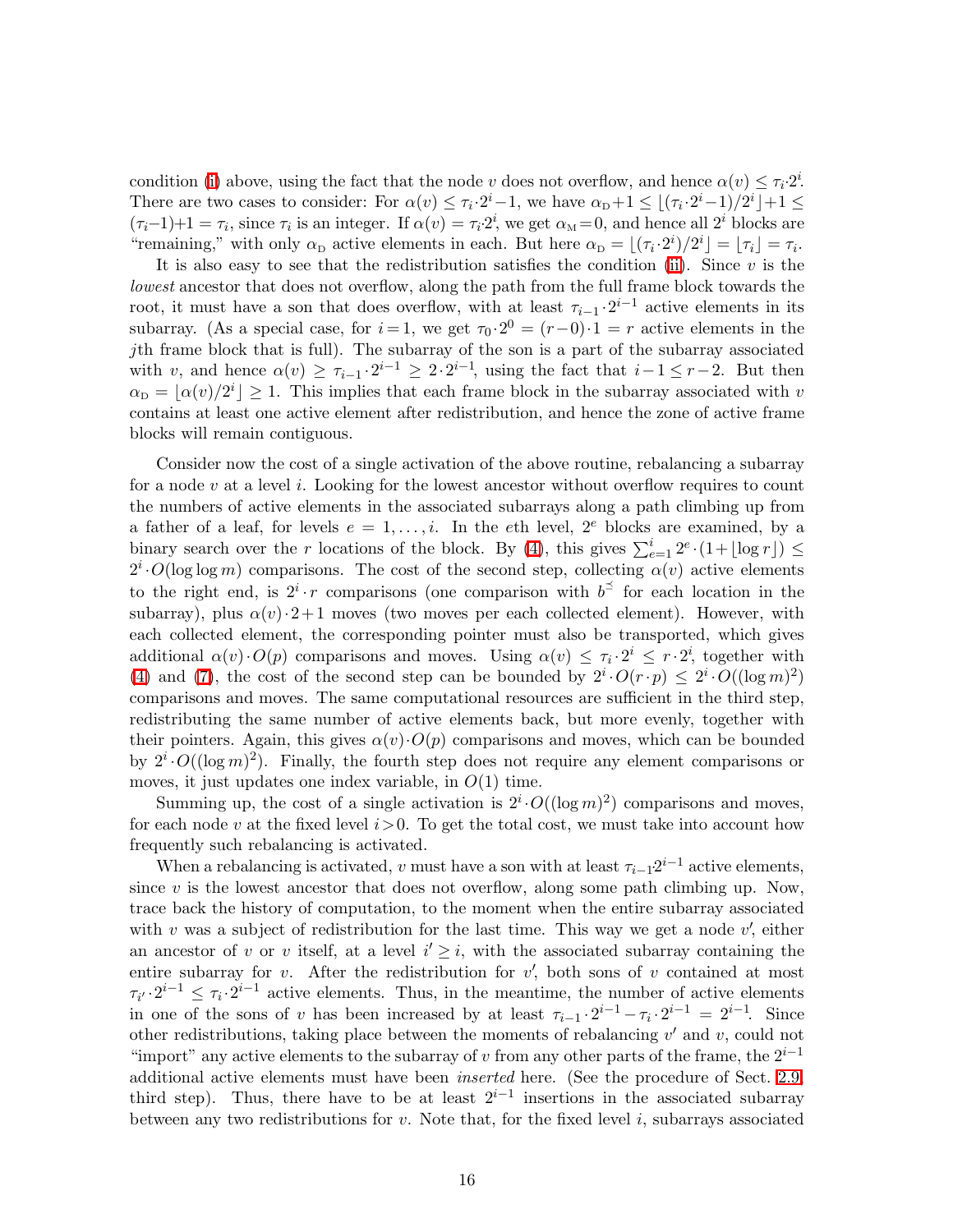condition (i) above, using the fact that the node $v$ does not overflow, and hence $\alpha(v) \le \tau_i \cdot 2^i$. There are two cases to consider: For $\alpha(v) \le \tau_i \cdot 2^i - 1$, we have $\alpha_{\rm D} + 1 \le \lfloor (\tau_i \cdot 2^i - 1)/2^i \rfloor + 1 \le (\tau_i - 1) + 1 = \tau_i$, since $\tau_i$ is an integer. If $\alpha(v) = \tau_i \cdot 2^i$, we get $\alpha_{\rm M} = 0$, and hence all $2^i$ blocks are "remaining," with only $\alpha_{\rm D}$ active elements in each. But here $\alpha_{\rm D} = \lfloor (\tau_i \cdot 2^i)/2^i \rfloor = \lfloor \tau_i \rfloor = \tau_i$.

It is also easy to see that the redistribution satisfies the condition (ii). Since $v$ is the *lowest* ancestor that does not overflow, along the path from the full frame block towards the root, it must have a son that does overflow, with at least $\tau_{i-1} \cdot 2^{i-1}$ active elements in its subarray. (As a special case, for $i = 1$, we get $\tau_0 \cdot 2^0 = (r - 0) \cdot 1 = r$ active elements in the $j$th frame block that is full). The subarray of the son is a part of the subarray associated with $v$, and hence $\alpha(v) \ge \tau_{i-1} \cdot 2^{i-1} \ge 2 \cdot 2^{i-1}$, using the fact that $i - 1 \le r - 2$. But then $\alpha_{\rm D} = \lfloor \alpha(v)/2^i \rfloor \ge 1$. This implies that each frame block in the subarray associated with $v$ contains at least one active element after redistribution, and hence the zone of active frame blocks will remain contiguous.

Consider now the cost of a single activation of the above routine, rebalancing a subarray for a node $v$ at a level $i$. Looking for the lowest ancestor without overflow requires to count the numbers of active elements in the associated subarrays along a path climbing up from a father of a leaf, for levels $e = 1, \ldots, i$. In the $e$th level, $2^e$ blocks are examined, by a binary search over the $r$ locations of the block. By (4), this gives $\sum_{e=1}^{i} 2^e \cdot (1 + \lfloor \log r \rfloor) \le 2^i \cdot O(\log \log m)$ comparisons. The cost of the second step, collecting $\alpha(v)$ active elements to the right end, is $2^i \cdot r$ comparisons (one comparison with $b^{\preceq}$ for each location in the subarray), plus $\alpha(v) \cdot 2 + 1$ moves (two moves per each collected element). However, with each collected element, the corresponding pointer must also be transported, which gives additional $\alpha(v) \cdot O(p)$ comparisons and moves. Using $\alpha(v) \le \tau_i \cdot 2^i \le r \cdot 2^i$, together with (4) and (7), the cost of the second step can be bounded by $2^i \cdot O(r \cdot p) \le 2^i \cdot O((\log m)^2)$ comparisons and moves. The same computational resources are sufficient in the third step, redistributing the same number of active elements back, but more evenly, together with their pointers. Again, this gives $\alpha(v) \cdot O(p)$ comparisons and moves, which can be bounded by $2^i \cdot O((\log m)^2)$. Finally, the fourth step does not require any element comparisons or moves, it just updates one index variable, in $O(1)$ time.

Summing up, the cost of a single activation is $2^i \cdot O((\log m)^2)$ comparisons and moves, for each node $v$ at the fixed level $i > 0$. To get the total cost, we must take into account how frequently such rebalancing is activated.

When a rebalancing is activated, $v$ must have a son with at least $\tau_{i-1} 2^{i-1}$ active elements, since $v$ is the lowest ancestor that does not overflow, along some path climbing up. Now, trace back the history of computation, to the moment when the entire subarray associated with $v$ was a subject of redistribution for the last time. This way we get a node $v'$, either an ancestor of $v$ or $v$ itself, at a level $i' \ge i$, with the associated subarray containing the entire subarray for $v$. After the redistribution for $v'$, both sons of $v$ contained at most $\tau_{i'} \cdot 2^{i-1} \le \tau_i \cdot 2^{i-1}$ active elements. Thus, in the meantime, the number of active elements in one of the sons of $v$ has been increased by at least $\tau_{i-1} \cdot 2^{i-1} - \tau_i \cdot 2^{i-1} = 2^{i-1}$. Since other redistributions, taking place between the moments of rebalancing $v'$ and $v$, could not "import" any active elements to the subarray of $v$ from any other parts of the frame, the $2^{i-1}$ additional active elements must have been *inserted* here. (See the procedure of Sect. 2.9, third step). Thus, there have to be at least $2^{i-1}$ insertions in the associated subarray between any two redistributions for $v$. Note that, for the fixed level $i$, subarrays associated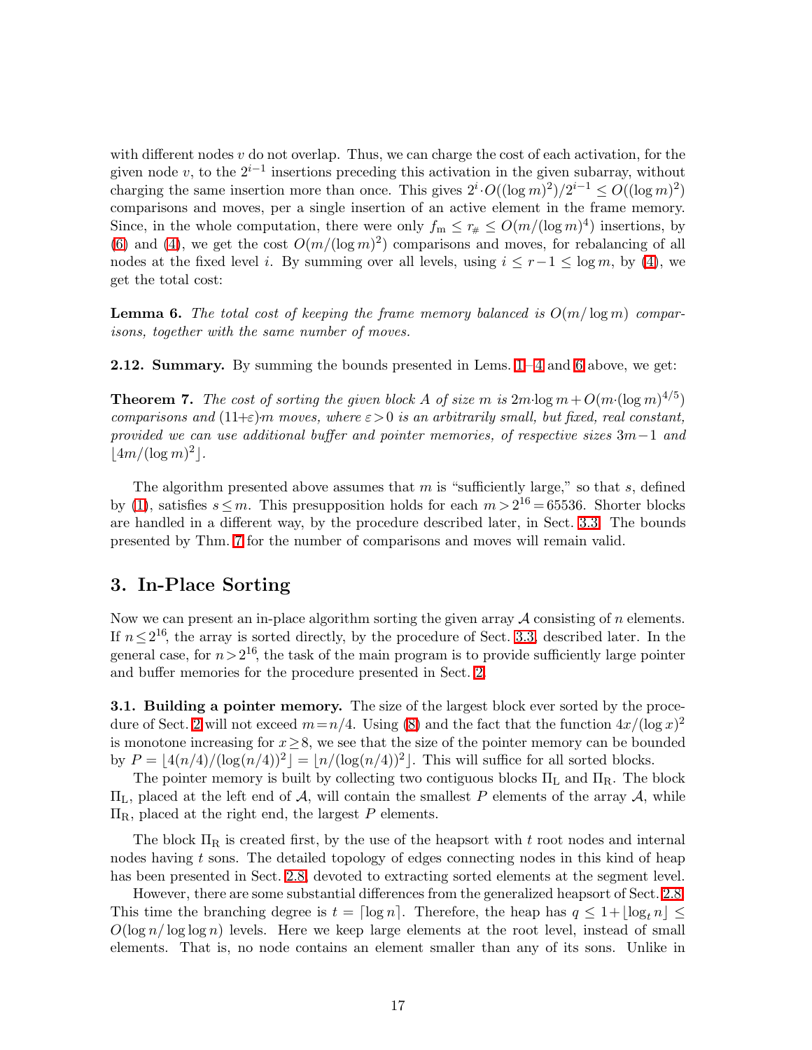with different nodes $v$ do not overlap. Thus, we can charge the cost of each activation, for the given node $v$, to the $2^{i-1}$ insertions preceding this activation in the given subarray, without charging the same insertion more than once. This gives $2^i \cdot O((\log m)^2)/2^{i-1} \leq O((\log m)^2)$ comparisons and moves, per a single insertion of an active element in the frame memory. Since, in the whole computation, there were only $f_{\mathrm{m}} \leq r_{\#} \leq O(m/(\log m)^4)$ insertions, by (6) and (4), we get the cost $O(m/(\log m)^2)$ comparisons and moves, for rebalancing of all nodes at the fixed level $i$. By summing over all levels, using $i \leq r-1 \leq \log m$, by (4), we get the total cost:

**Lemma 6.** *The total cost of keeping the frame memory balanced is $O(m/\log m)$ comparisons, together with the same number of moves.*

**2.12. Summary.** By summing the bounds presented in Lems. 1–4 and 6 above, we get:

**Theorem 7.** *The cost of sorting the given block $A$ of size $m$ is $2m \cdot \log m + O(m \cdot (\log m)^{4/5})$ comparisons and $(11+\varepsilon) \cdot m$ moves, where $\varepsilon > 0$ is an arbitrarily small, but fixed, real constant, provided we can use additional buffer and pointer memories, of respective sizes $3m-1$ and $\lfloor 4m/(\log m)^2 \rfloor$.*

The algorithm presented above assumes that $m$ is "sufficiently large," so that $s$, defined by (1), satisfies $s \leq m$. This presupposition holds for each $m > 2^{16} = 65536$. Shorter blocks are handled in a different way, by the procedure described later, in Sect. 3.3. The bounds presented by Thm. 7 for the number of comparisons and moves will remain valid.

## 3. In-Place Sorting

Now we can present an in-place algorithm sorting the given array $\mathcal{A}$ consisting of $n$ elements. If $n \leq 2^{16}$, the array is sorted directly, by the procedure of Sect. 3.3, described later. In the general case, for $n > 2^{16}$, the task of the main program is to provide sufficiently large pointer and buffer memories for the procedure presented in Sect. 2.

**3.1. Building a pointer memory.** The size of the largest block ever sorted by the procedure of Sect. 2 will not exceed $m = n/4$. Using (8) and the fact that the function $4x/(\log x)^2$ is monotone increasing for $x \geq 8$, we see that the size of the pointer memory can be bounded by $P = \lfloor 4(n/4)/(\log(n/4))^2 \rfloor = \lfloor n/(\log(n/4))^2 \rfloor$. This will suffice for all sorted blocks.

The pointer memory is built by collecting two contiguous blocks $\Pi_{\mathrm{L}}$ and $\Pi_{\mathrm{R}}$. The block $\Pi_{\mathrm{L}}$, placed at the left end of $\mathcal{A}$, will contain the smallest $P$ elements of the array $\mathcal{A}$, while $\Pi_{\mathrm{R}}$, placed at the right end, the largest $P$ elements.

The block $\Pi_{\mathrm{R}}$ is created first, by the use of the heapsort with $t$ root nodes and internal nodes having $t$ sons. The detailed topology of edges connecting nodes in this kind of heap has been presented in Sect. 2.8, devoted to extracting sorted elements at the segment level.

However, there are some substantial differences from the generalized heapsort of Sect. 2.8. This time the branching degree is $t = \lceil \log n \rceil$. Therefore, the heap has $q \leq 1 + \lfloor \log_t n \rfloor \leq O(\log n/\log\log n)$ levels. Here we keep large elements at the root level, instead of small elements. That is, no node contains an element smaller than any of its sons. Unlike in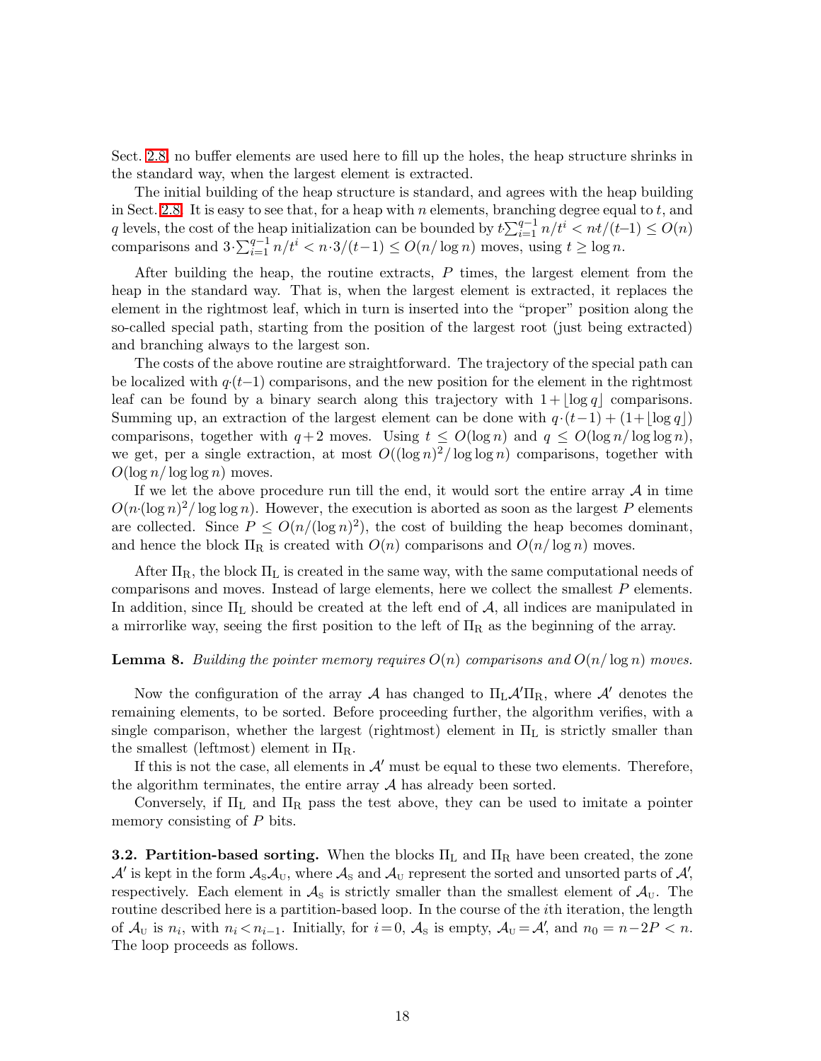Sect. 2.8, no buffer elements are used here to fill up the holes, the heap structure shrinks in the standard way, when the largest element is extracted.

The initial building of the heap structure is standard, and agrees with the heap building in Sect. 2.8. It is easy to see that, for a heap with $n$ elements, branching degree equal to $t$, and $q$ levels, the cost of the heap initialization can be bounded by $t{\cdot}\sum_{i=1}^{q-1} n/t^i < nt/(t{-}1) \leq O(n)$ comparisons and $3{\cdot}\sum_{i=1}^{q-1} n/t^i < n{\cdot}3/(t{-}1) \leq O(n/\log n)$ moves, using $t \geq \log n$.

After building the heap, the routine extracts, $P$ times, the largest element from the heap in the standard way. That is, when the largest element is extracted, it replaces the element in the rightmost leaf, which in turn is inserted into the "proper" position along the so-called special path, starting from the position of the largest root (just being extracted) and branching always to the largest son.

The costs of the above routine are straightforward. The trajectory of the special path can be localized with $q{\cdot}(t{-}1)$ comparisons, and the new position for the element in the rightmost leaf can be found by a binary search along this trajectory with $1+\lfloor \log q \rfloor$ comparisons. Summing up, an extraction of the largest element can be done with $q{\cdot}(t{-}1) + (1+\lfloor \log q \rfloor)$ comparisons, together with $q{+}2$ moves. Using $t \leq O(\log n)$ and $q \leq O(\log n/\log\log n)$, we get, per a single extraction, at most $O((\log n)^2/\log\log n)$ comparisons, together with $O(\log n/\log\log n)$ moves.

If we let the above procedure run till the end, it would sort the entire array $\mathcal{A}$ in time $O(n{\cdot}(\log n)^2/\log\log n)$. However, the execution is aborted as soon as the largest $P$ elements are collected. Since $P \leq O(n/(\log n)^2)$, the cost of building the heap becomes dominant, and hence the block $\Pi_{\mathrm{R}}$ is created with $O(n)$ comparisons and $O(n/\log n)$ moves.

After $\Pi_{\mathrm{R}}$, the block $\Pi_{\mathrm{L}}$ is created in the same way, with the same computational needs of comparisons and moves. Instead of large elements, here we collect the smallest $P$ elements. In addition, since $\Pi_{\mathrm{L}}$ should be created at the left end of $\mathcal{A}$, all indices are manipulated in a mirrorlike way, seeing the first position to the left of $\Pi_{\mathrm{R}}$ as the beginning of the array.

**Lemma 8.** *Building the pointer memory requires $O(n)$ comparisons and $O(n/\log n)$ moves.*

Now the configuration of the array $\mathcal{A}$ has changed to $\Pi_{\mathrm{L}}\mathcal{A}'\Pi_{\mathrm{R}}$, where $\mathcal{A}'$ denotes the remaining elements, to be sorted. Before proceeding further, the algorithm verifies, with a single comparison, whether the largest (rightmost) element in $\Pi_{\mathrm{L}}$ is strictly smaller than the smallest (leftmost) element in $\Pi_{\mathrm{R}}$.

If this is not the case, all elements in $\mathcal{A}'$ must be equal to these two elements. Therefore, the algorithm terminates, the entire array $\mathcal{A}$ has already been sorted.

Conversely, if $\Pi_{\mathrm{L}}$ and $\Pi_{\mathrm{R}}$ pass the test above, they can be used to imitate a pointer memory consisting of $P$ bits.

**3.2. Partition-based sorting.** When the blocks $\Pi_{\mathrm{L}}$ and $\Pi_{\mathrm{R}}$ have been created, the zone $\mathcal{A}'$ is kept in the form $\mathcal{A}_{\mathrm{S}}\mathcal{A}_{\mathrm{U}}$, where $\mathcal{A}_{\mathrm{S}}$ and $\mathcal{A}_{\mathrm{U}}$ represent the sorted and unsorted parts of $\mathcal{A}'$, respectively. Each element in $\mathcal{A}_{\mathrm{S}}$ is strictly smaller than the smallest element of $\mathcal{A}_{\mathrm{U}}$. The routine described here is a partition-based loop. In the course of the $i$th iteration, the length of $\mathcal{A}_{\mathrm{U}}$ is $n_i$, with $n_i < n_{i-1}$. Initially, for $i=0$, $\mathcal{A}_{\mathrm{S}}$ is empty, $\mathcal{A}_{\mathrm{U}} = \mathcal{A}'$, and $n_0 = n-2P < n$. The loop proceeds as follows.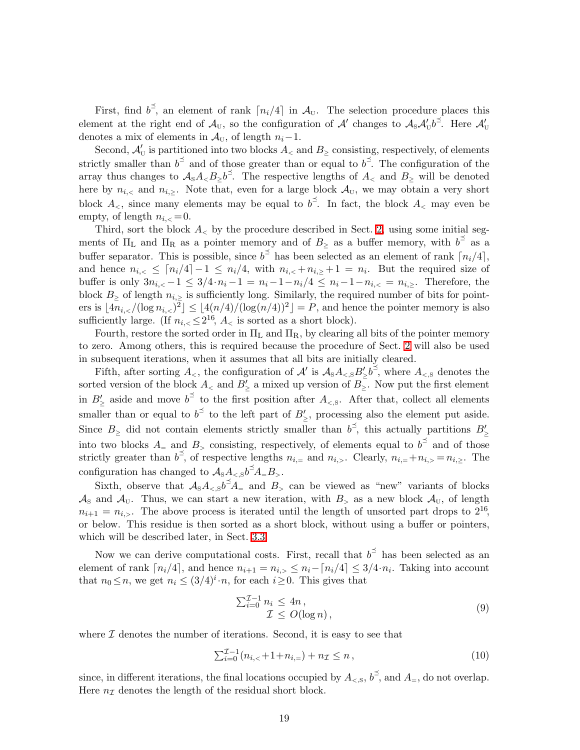First, find $b^{\preceq}$, an element of rank $\lceil n_i/4\rceil$ in $\mathcal{A}_{\rm U}$. The selection procedure places this element at the right end of $\mathcal{A}_{\rm U}$, so the configuration of $\mathcal{A}'$ changes to $\mathcal{A}_{\rm S}\mathcal{A}'_{\rm U}b^{\preceq}$. Here $\mathcal{A}'_{\rm U}$ denotes a mix of elements in $\mathcal{A}_{\rm U}$, of length $n_i-1$.

Second, $\mathcal{A}'_{\rm U}$ is partitioned into two blocks $A_<$ and $B_\geq$ consisting, respectively, of elements strictly smaller than $b^{\preceq}$ and of those greater than or equal to $b^{\preceq}$. The configuration of the array thus changes to $\mathcal{A}_{\rm S}A_<B_\geq b^{\preceq}$. The respective lengths of $A_<$ and $B_\geq$ will be denoted here by $n_{i,<}$ and $n_{i,\geq}$. Note that, even for a large block $\mathcal{A}_{\rm U}$, we may obtain a very short block $A_<$, since many elements may be equal to $b^{\preceq}$. In fact, the block $A_<$ may even be empty, of length $n_{i,<}=0$.

Third, sort the block $A_<$ by the procedure described in Sect. 2, using some initial segments of $\Pi_{\rm L}$ and $\Pi_{\rm R}$ as a pointer memory and of $B_\geq$ as a buffer memory, with $b^{\preceq}$ as a buffer separator. This is possible, since $b^{\preceq}$ has been selected as an element of rank $\lceil n_i/4\rceil$, and hence $n_{i,<}\leq\lceil n_i/4\rceil-1\leq n_i/4$, with $n_{i,<}+n_{i,\geq}+1=n_i$. But the required size of buffer is only $3n_{i,<}-1\leq 3/4\cdot n_i-1=n_i-1-n_i/4\leq n_i-1-n_{i,<}=n_{i,\geq}$. Therefore, the block $B_\geq$ of length $n_{i,\geq}$ is sufficiently long. Similarly, the required number of bits for pointers is $\lfloor 4n_{i,<}/(\log n_{i,<})^2\rfloor\leq\lfloor 4(n/4)/(\log(n/4))^2\rfloor=P$, and hence the pointer memory is also sufficiently large. (If $n_{i,<}\leq 2^{16}$, $A_<$ is sorted as a short block).

Fourth, restore the sorted order in $\Pi_{\rm L}$ and $\Pi_{\rm R}$, by clearing all bits of the pointer memory to zero. Among others, this is required because the procedure of Sect. 2 will also be used in subsequent iterations, when it assumes that all bits are initially cleared.

Fifth, after sorting $A_<$, the configuration of $\mathcal{A}'$ is $\mathcal{A}_{\rm S}A_{<,\rm S}B'_\geq b^{\preceq}$, where $A_{<,\rm S}$ denotes the sorted version of the block $A_<$ and $B'_\geq$ a mixed up version of $B_\geq$. Now put the first element in $B'_\geq$ aside and move $b^{\preceq}$ to the first position after $A_{<,\rm S}$. After that, collect all elements smaller than or equal to $b^{\preceq}$ to the left part of $B'_\geq$, processing also the element put aside. Since $B_\geq$ did not contain elements strictly smaller than $b^{\preceq}$, this actually partitions $B'_\geq$ into two blocks $A_=$ and $B_>$ consisting, respectively, of elements equal to $b^{\preceq}$ and of those strictly greater than $b^{\preceq}$, of respective lengths $n_{i,=}$ and $n_{i,>}$. Clearly, $n_{i,=}+n_{i,>}=n_{i,\geq}$. The configuration has changed to $\mathcal{A}_{\rm S}A_{<,\rm S}b^{\preceq}A_=B_>$.

Sixth, observe that $\mathcal{A}_{\rm S}A_{<,\rm S}b^{\preceq}A_=$ and $B_>$ can be viewed as "new" variants of blocks $\mathcal{A}_{\rm S}$ and $\mathcal{A}_{\rm U}$. Thus, we can start a new iteration, with $B_>$ as a new block $\mathcal{A}_{\rm U}$, of length $n_{i+1}=n_{i,>}$. The above process is iterated until the length of unsorted part drops to $2^{16}$, or below. This residue is then sorted as a short block, without using a buffer or pointers, which will be described later, in Sect. 3.3.

Now we can derive computational costs. First, recall that $b^{\preceq}$ has been selected as an element of rank $\lceil n_i/4\rceil$, and hence $n_{i+1}=n_{i,>}\leq n_i-\lceil n_i/4\rceil\leq 3/4\cdot n_i$. Taking into account that $n_0\leq n$, we get $n_i\leq(3/4)^i\cdot n$, for each $i\geq 0$. This gives that

$$
\begin{aligned}
\textstyle\sum_{i=0}^{\mathcal{I}-1} n_i &\leq 4n\,,\\
\mathcal{I} &\leq O(\log n)\,,
\end{aligned}
\tag{9}
$$

where $\mathcal{I}$ denotes the number of iterations. Second, it is easy to see that

$$
\textstyle\sum_{i=0}^{\mathcal{I}-1}(n_{i,<}+1+n_{i,=})+n_{\mathcal{I}}\leq n\,,
\tag{10}
$$

since, in different iterations, the final locations occupied by $A_{<,\rm S}$, $b^{\preceq}$, and $A_=$, do not overlap. Here $n_{\mathcal{I}}$ denotes the length of the residual short block.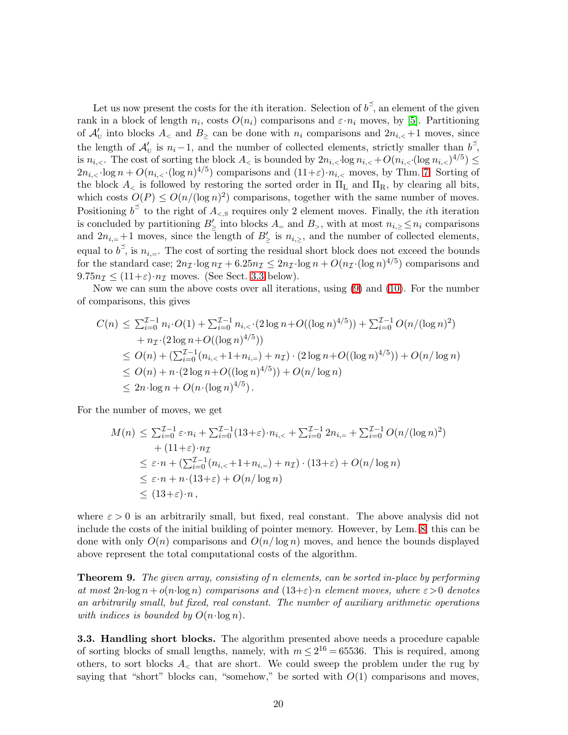Let us now present the costs for the $i$th iteration. Selection of $b^{\preceq}$, an element of the given rank in a block of length $n_i$, costs $O(n_i)$ comparisons and $\varepsilon{\cdot}n_i$ moves, by [5]. Partitioning of $\mathcal{A}'_{\mathrm{U}}$ into blocks $A_<$ and $B_\geq$ can be done with $n_i$ comparisons and $2n_{i,<}{+}1$ moves, since the length of $\mathcal{A}'_{\mathrm{U}}$ is $n_i{-}1$, and the number of collected elements, strictly smaller than $b^{\preceq}$, is $n_{i,<}$. The cost of sorting the block $A_<$ is bounded by $2n_{i,<}{\cdot}\log n_{i,<} + O(n_{i,<}{\cdot}(\log n_{i,<})^{4/5}) \leq 2n_{i,<}{\cdot}\log n + O(n_{i,<}{\cdot}(\log n)^{4/5})$ comparisons and $(11{+}\varepsilon){\cdot}n_{i,<}$ moves, by Thm. 7. Sorting of the block $A_<$ is followed by restoring the sorted order in $\Pi_{\mathrm{L}}$ and $\Pi_{\mathrm{R}}$, by clearing all bits, which costs $O(P) \leq O(n/(\log n)^2)$ comparisons, together with the same number of moves. Positioning $b^{\preceq}$ to the right of $A_{<,\mathrm{S}}$ requires only 2 element moves. Finally, the $i$th iteration is concluded by partitioning $B'_\geq$ into blocks $A_=$ and $B_>$, with at most $n_{i,\geq} \leq n_i$ comparisons and $2n_{i,=}{+}1$ moves, since the length of $B'_\geq$ is $n_{i,\geq}$, and the number of collected elements, equal to $b^{\preceq}$, is $n_{i,=}$. The cost of sorting the residual short block does not exceed the bounds for the standard case; $2n_{\mathcal{I}}{\cdot}\log n_{\mathcal{I}} + 6.25n_{\mathcal{I}} \leq 2n_{\mathcal{I}}{\cdot}\log n + O(n_{\mathcal{I}}{\cdot}(\log n)^{4/5})$ comparisons and $9.75n_{\mathcal{I}} \leq (11{+}\varepsilon){\cdot}n_{\mathcal{I}}$ moves. (See Sect. 3.3 below).

Now we can sum the above costs over all iterations, using (9) and (10). For the number of comparisons, this gives

$$
\begin{aligned}
C(n) \;&\leq\; \textstyle\sum_{i=0}^{\mathcal{I}-1} n_i{\cdot}O(1) + \sum_{i=0}^{\mathcal{I}-1} n_{i,<}{\cdot}(2\log n{+}O((\log n)^{4/5})) + \sum_{i=0}^{\mathcal{I}-1} O(n/(\log n)^2) \\
&\quad + n_{\mathcal{I}}{\cdot}(2\log n{+}O((\log n)^{4/5})) \\
&\leq\; O(n) + (\textstyle\sum_{i=0}^{\mathcal{I}-1}(n_{i,<}{+}1{+}n_{i,=}) + n_{\mathcal{I}}) \cdot (2\log n{+}O((\log n)^{4/5})) + O(n/\log n) \\
&\leq\; O(n) + n{\cdot}(2\log n{+}O((\log n)^{4/5})) + O(n/\log n) \\
&\leq\; 2n{\cdot}\log n + O(n{\cdot}(\log n)^{4/5})\,.
\end{aligned}
$$

For the number of moves, we get

$$
\begin{aligned}
M(n) \;&\leq\; \textstyle\sum_{i=0}^{\mathcal{I}-1} \varepsilon{\cdot}n_i + \sum_{i=0}^{\mathcal{I}-1}(13{+}\varepsilon){\cdot}n_{i,<} + \sum_{i=0}^{\mathcal{I}-1} 2n_{i,=} + \sum_{i=0}^{\mathcal{I}-1} O(n/(\log n)^2) \\
&\quad + (11{+}\varepsilon){\cdot}n_{\mathcal{I}} \\
&\leq\; \varepsilon{\cdot}n + (\textstyle\sum_{i=0}^{\mathcal{I}-1}(n_{i,<}{+}1{+}n_{i,=}) + n_{\mathcal{I}}) \cdot (13{+}\varepsilon) + O(n/\log n) \\
&\leq\; \varepsilon{\cdot}n + n{\cdot}(13{+}\varepsilon) + O(n/\log n) \\
&\leq\; (13{+}\varepsilon){\cdot}n\,,
\end{aligned}
$$

where $\varepsilon > 0$ is an arbitrarily small, but fixed, real constant. The above analysis did not include the costs of the initial building of pointer memory. However, by Lem. 8, this can be done with only $O(n)$ comparisons and $O(n/\log n)$ moves, and hence the bounds displayed above represent the total computational costs of the algorithm.

**Theorem 9.** *The given array, consisting of $n$ elements, can be sorted in-place by performing at most $2n{\cdot}\log n + o(n{\cdot}\log n)$ comparisons and $(13{+}\varepsilon){\cdot}n$ element moves, where $\varepsilon{>}0$ denotes an arbitrarily small, but fixed, real constant. The number of auxiliary arithmetic operations with indices is bounded by $O(n{\cdot}\log n)$.*

**3.3. Handling short blocks.** The algorithm presented above needs a procedure capable of sorting blocks of small lengths, namely, with $m \leq 2^{16} = 65536$. This is required, among others, to sort blocks $A_<$ that are short. We could sweep the problem under the rug by saying that "short" blocks can, "somehow," be sorted with $O(1)$ comparisons and moves,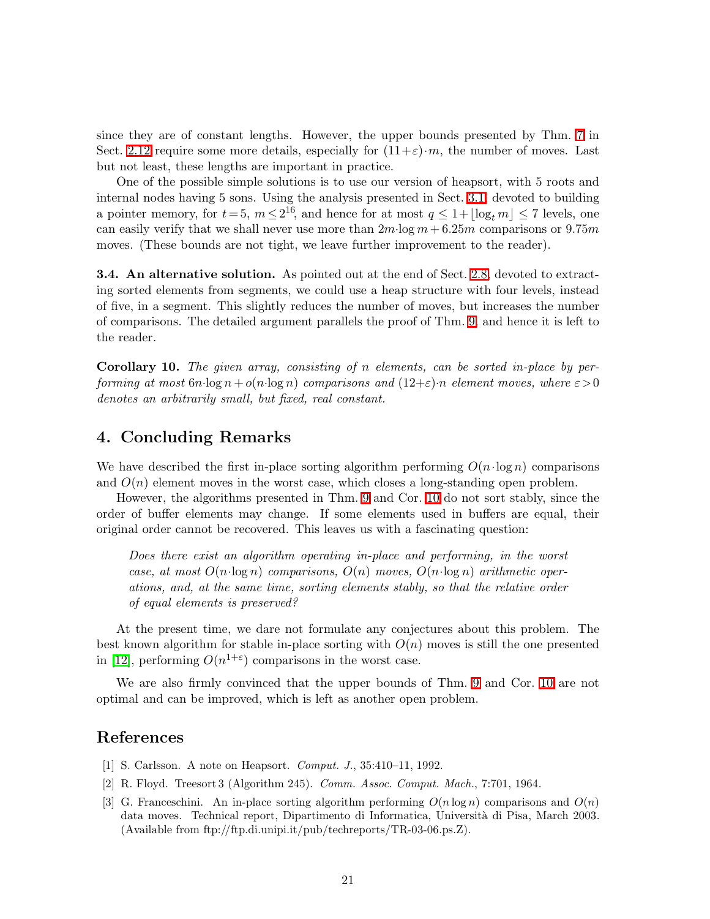since they are of constant lengths. However, the upper bounds presented by Thm. 7 in Sect. 2.12 require some more details, especially for $(11+\varepsilon)\cdot m$, the number of moves. Last but not least, these lengths are important in practice.

One of the possible simple solutions is to use our version of heapsort, with 5 roots and internal nodes having 5 sons. Using the analysis presented in Sect. 3.1, devoted to building a pointer memory, for $t=5$, $m \leq 2^{16}$, and hence for at most $q \leq 1+\lfloor \log_t m \rfloor \leq 7$ levels, one can easily verify that we shall never use more than $2m\cdot\log m + 6.25m$ comparisons or $9.75m$ moves. (These bounds are not tight, we leave further improvement to the reader).

**3.4. An alternative solution.** As pointed out at the end of Sect. 2.8, devoted to extracting sorted elements from segments, we could use a heap structure with four levels, instead of five, in a segment. This slightly reduces the number of moves, but increases the number of comparisons. The detailed argument parallels the proof of Thm. 9, and hence it is left to the reader.

**Corollary 10.** *The given array, consisting of $n$ elements, can be sorted in-place by performing at most $6n\cdot\log n + o(n\cdot\log n)$ comparisons and $(12+\varepsilon)\cdot n$ element moves, where $\varepsilon > 0$ denotes an arbitrarily small, but fixed, real constant.*

## 4. Concluding Remarks

We have described the first in-place sorting algorithm performing $O(n\cdot\log n)$ comparisons and $O(n)$ element moves in the worst case, which closes a long-standing open problem.

However, the algorithms presented in Thm. 9 and Cor. 10 do not sort stably, since the order of buffer elements may change. If some elements used in buffers are equal, their original order cannot be recovered. This leaves us with a fascinating question:

> *Does there exist an algorithm operating in-place and performing, in the worst case, at most $O(n\cdot\log n)$ comparisons, $O(n)$ moves, $O(n\cdot\log n)$ arithmetic operations, and, at the same time, sorting elements stably, so that the relative order of equal elements is preserved?*

At the present time, we dare not formulate any conjectures about this problem. The best known algorithm for stable in-place sorting with $O(n)$ moves is still the one presented in [12], performing $O(n^{1+\varepsilon})$ comparisons in the worst case.

We are also firmly convinced that the upper bounds of Thm. 9 and Cor. 10 are not optimal and can be improved, which is left as another open problem.

## References

[1] S. Carlsson. A note on Heapsort. *Comput. J.*, 35:410–11, 1992.

[2] R. Floyd. Treesort 3 (Algorithm 245). *Comm. Assoc. Comput. Mach.*, 7:701, 1964.

[3] G. Franceschini. An in-place sorting algorithm performing $O(n \log n)$ comparisons and $O(n)$ data moves. Technical report, Dipartimento di Informatica, Università di Pisa, March 2003. (Available from ftp://ftp.di.unipi.it/pub/techreports/TR-03-06.ps.Z).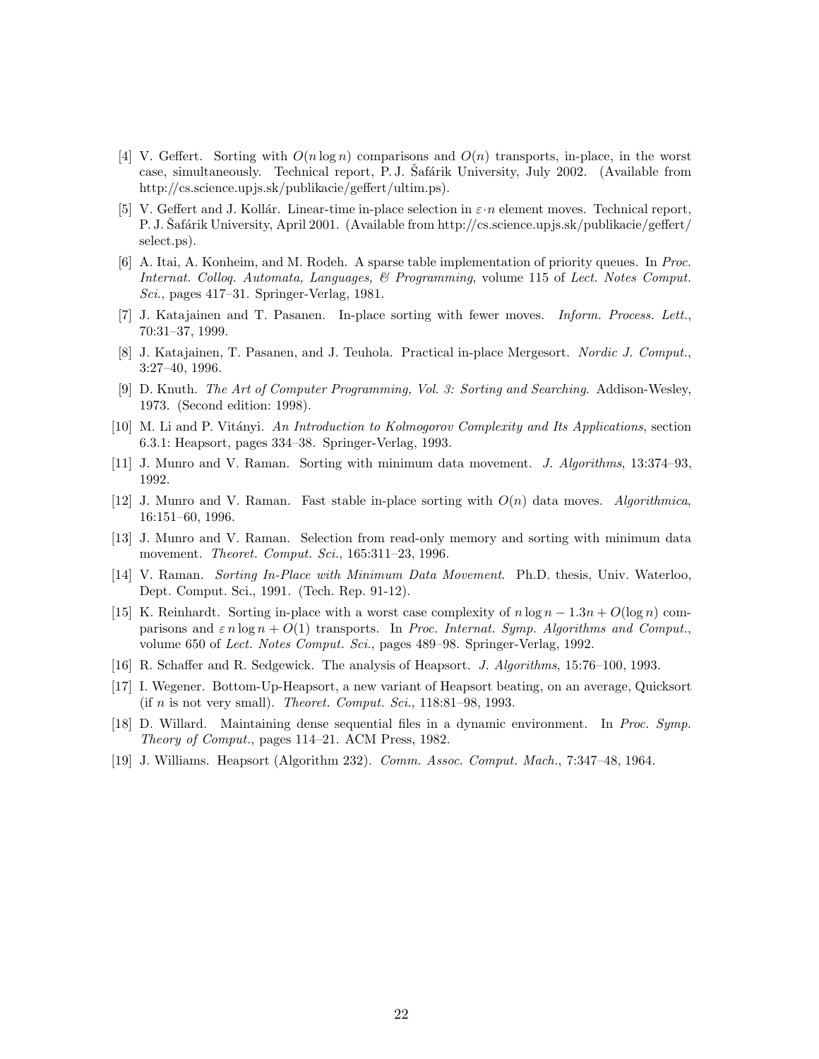[4] V. Geffert. Sorting with $O(n \log n)$ comparisons and $O(n)$ transports, in-place, in the worst case, simultaneously. Technical report, P. J. Šafárik University, July 2002. (Available from http://cs.science.upjs.sk/publikacie/geffert/ultim.ps).

[5] V. Geffert and J. Kollár. Linear-time in-place selection in $\varepsilon \cdot n$ element moves. Technical report, P. J. Šafárik University, April 2001. (Available from http://cs.science.upjs.sk/publikacie/geffert/select.ps).

[6] A. Itai, A. Konheim, and M. Rodeh. A sparse table implementation of priority queues. In *Proc. Internat. Colloq. Automata, Languages, & Programming*, volume 115 of *Lect. Notes Comput. Sci.*, pages 417–31. Springer-Verlag, 1981.

[7] J. Katajainen and T. Pasanen. In-place sorting with fewer moves. *Inform. Process. Lett.*, 70:31–37, 1999.

[8] J. Katajainen, T. Pasanen, and J. Teuhola. Practical in-place Mergesort. *Nordic J. Comput.*, 3:27–40, 1996.

[9] D. Knuth. *The Art of Computer Programming, Vol. 3: Sorting and Searching*. Addison-Wesley, 1973. (Second edition: 1998).

[10] M. Li and P. Vitányi. *An Introduction to Kolmogorov Complexity and Its Applications*, section 6.3.1: Heapsort, pages 334–38. Springer-Verlag, 1993.

[11] J. Munro and V. Raman. Sorting with minimum data movement. *J. Algorithms*, 13:374–93, 1992.

[12] J. Munro and V. Raman. Fast stable in-place sorting with $O(n)$ data moves. *Algorithmica*, 16:151–60, 1996.

[13] J. Munro and V. Raman. Selection from read-only memory and sorting with minimum data movement. *Theoret. Comput. Sci.*, 165:311–23, 1996.

[14] V. Raman. *Sorting In-Place with Minimum Data Movement*. Ph.D. thesis, Univ. Waterloo, Dept. Comput. Sci., 1991. (Tech. Rep. 91-12).

[15] K. Reinhardt. Sorting in-place with a worst case complexity of $n \log n - 1.3n + O(\log n)$ comparisons and $\varepsilon\, n \log n + O(1)$ transports. In *Proc. Internat. Symp. Algorithms and Comput.*, volume 650 of *Lect. Notes Comput. Sci.*, pages 489–98. Springer-Verlag, 1992.

[16] R. Schaffer and R. Sedgewick. The analysis of Heapsort. *J. Algorithms*, 15:76–100, 1993.

[17] I. Wegener. Bottom-Up-Heapsort, a new variant of Heapsort beating, on an average, Quicksort (if $n$ is not very small). *Theoret. Comput. Sci.*, 118:81–98, 1993.

[18] D. Willard. Maintaining dense sequential files in a dynamic environment. In *Proc. Symp. Theory of Comput.*, pages 114–21. ACM Press, 1982.

[19] J. Williams. Heapsort (Algorithm 232). *Comm. Assoc. Comput. Mach.*, 7:347–48, 1964.